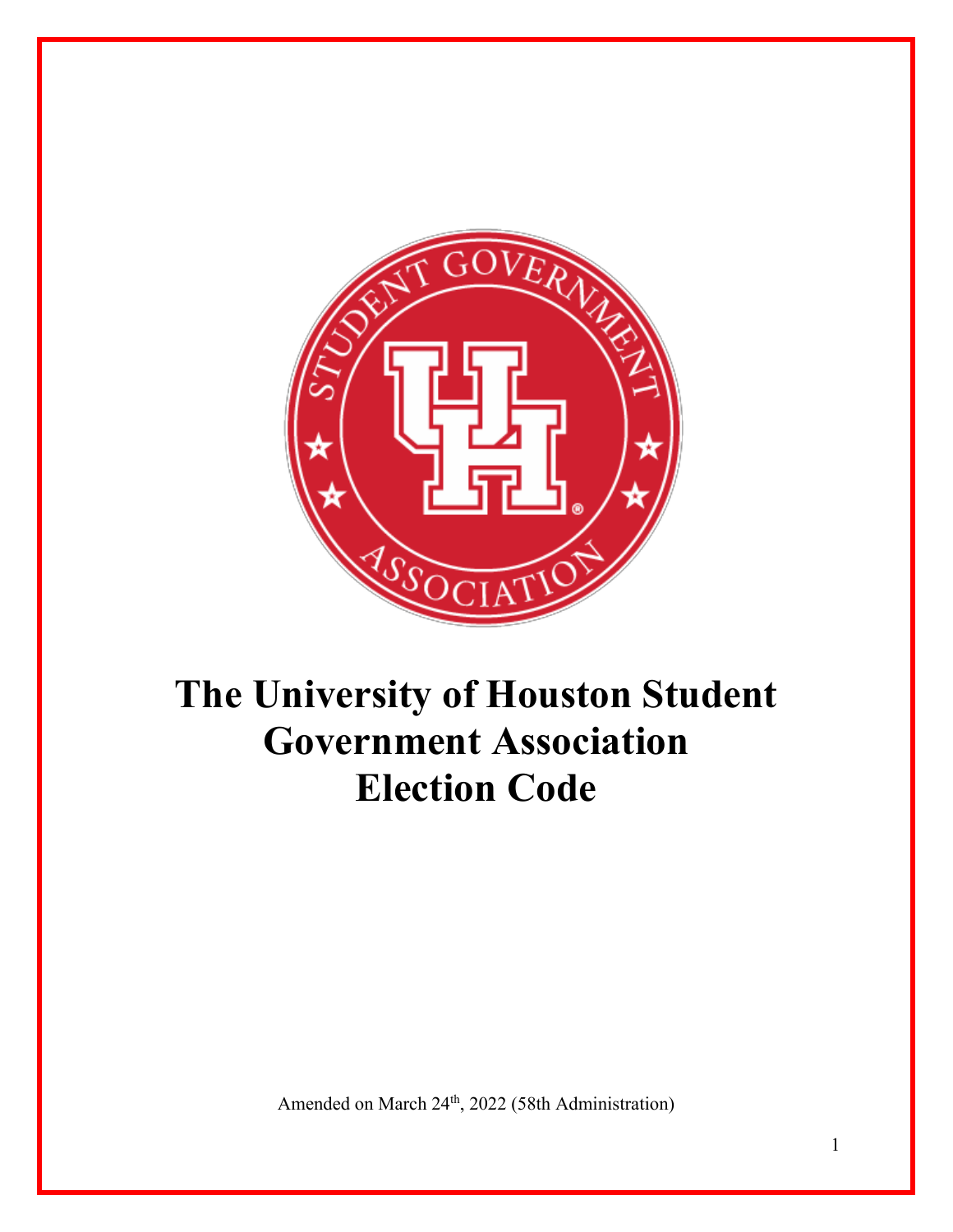# The University of Houston Student Government Association Election Code

Amended on March 24th, 2022 (58th Administration)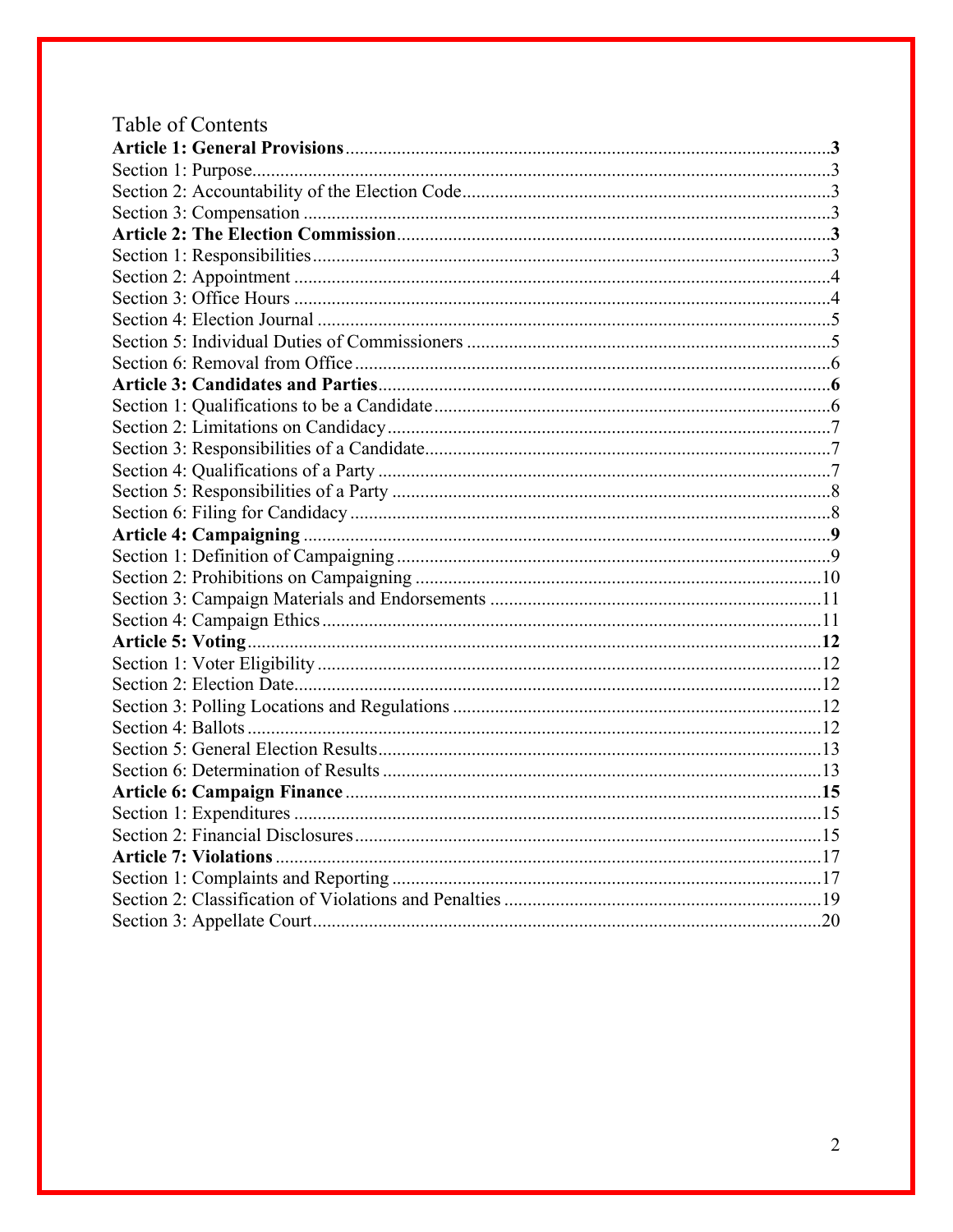# Table of Contents

**Article 1: General Provisions** ........ **3**

Section 1: Purpose ........ 3

Section 2: Accountability of the Election Code ........ 3

Section 3: Compensation ........ 3

**Article 2: The Election Commission** ........ **3**

Section 1: Responsibilities ........ 3

Section 2: Appointment ........ 4

Section 3: Office Hours ........ 4

Section 4: Election Journal ........ 5

Section 5: Individual Duties of Commissioners ........ 5

Section 6: Removal from Office ........ 6

**Article 3: Candidates and Parties** ........ **6**

Section 1: Qualifications to be a Candidate ........ 6

Section 2: Limitations on Candidacy ........ 7

Section 3: Responsibilities of a Candidate ........ 7

Section 4: Qualifications of a Party ........ 7

Section 5: Responsibilities of a Party ........ 8

Section 6: Filing for Candidacy ........ 8

**Article 4: Campaigning** ........ **9**

Section 1: Definition of Campaigning ........ 9

Section 2: Prohibitions on Campaigning ........ 10

Section 3: Campaign Materials and Endorsements ........ 11

Section 4: Campaign Ethics ........ 11

**Article 5: Voting** ........ **12**

Section 1: Voter Eligibility ........ 12

Section 2: Election Date ........ 12

Section 3: Polling Locations and Regulations ........ 12

Section 4: Ballots ........ 12

Section 5: General Election Results ........ 13

Section 6: Determination of Results ........ 13

**Article 6: Campaign Finance** ........ **15**

Section 1: Expenditures ........ 15

Section 2: Financial Disclosures ........ 15

**Article 7: Violations** ........ **17**

Section 1: Complaints and Reporting ........ 17

Section 2: Classification of Violations and Penalties ........ 19

Section 3: Appellate Court ........ 20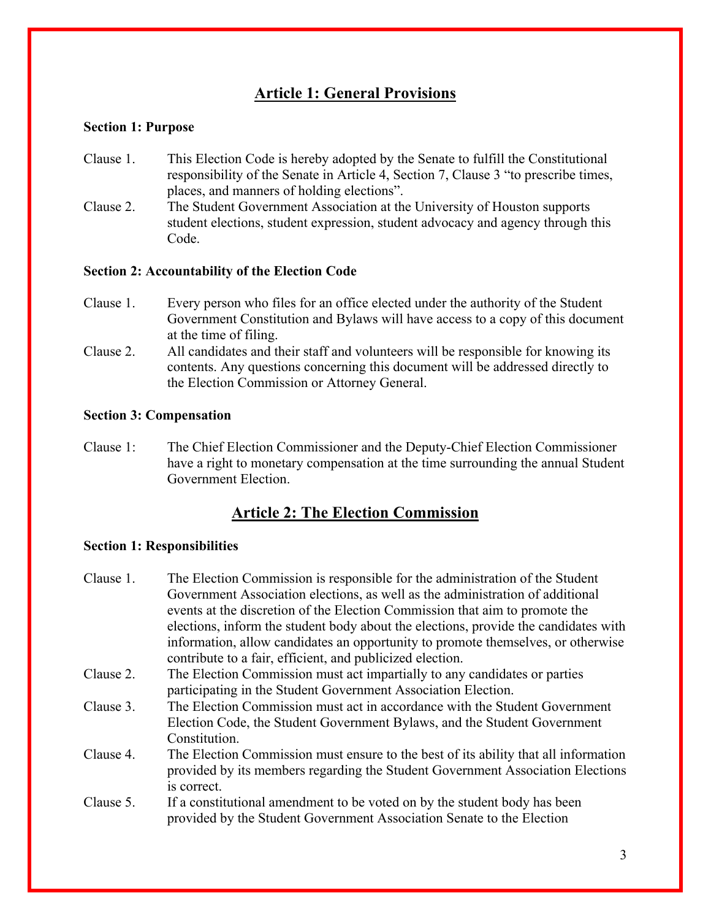## Article 1: General Provisions

**Section 1: Purpose**

Clause 1. This Election Code is hereby adopted by the Senate to fulfill the Constitutional responsibility of the Senate in Article 4, Section 7, Clause 3 "to prescribe times, places, and manners of holding elections".

Clause 2. The Student Government Association at the University of Houston supports student elections, student expression, student advocacy and agency through this Code.

**Section 2: Accountability of the Election Code**

Clause 1. Every person who files for an office elected under the authority of the Student Government Constitution and Bylaws will have access to a copy of this document at the time of filing.

Clause 2. All candidates and their staff and volunteers will be responsible for knowing its contents. Any questions concerning this document will be addressed directly to the Election Commission or Attorney General.

**Section 3: Compensation**

Clause 1: The Chief Election Commissioner and the Deputy-Chief Election Commissioner have a right to monetary compensation at the time surrounding the annual Student Government Election.

## Article 2: The Election Commission

**Section 1: Responsibilities**

Clause 1. The Election Commission is responsible for the administration of the Student Government Association elections, as well as the administration of additional events at the discretion of the Election Commission that aim to promote the elections, inform the student body about the elections, provide the candidates with information, allow candidates an opportunity to promote themselves, or otherwise contribute to a fair, efficient, and publicized election.

Clause 2. The Election Commission must act impartially to any candidates or parties participating in the Student Government Association Election.

Clause 3. The Election Commission must act in accordance with the Student Government Election Code, the Student Government Bylaws, and the Student Government Constitution.

Clause 4. The Election Commission must ensure to the best of its ability that all information provided by its members regarding the Student Government Association Elections is correct.

Clause 5. If a constitutional amendment to be voted on by the student body has been provided by the Student Government Association Senate to the Election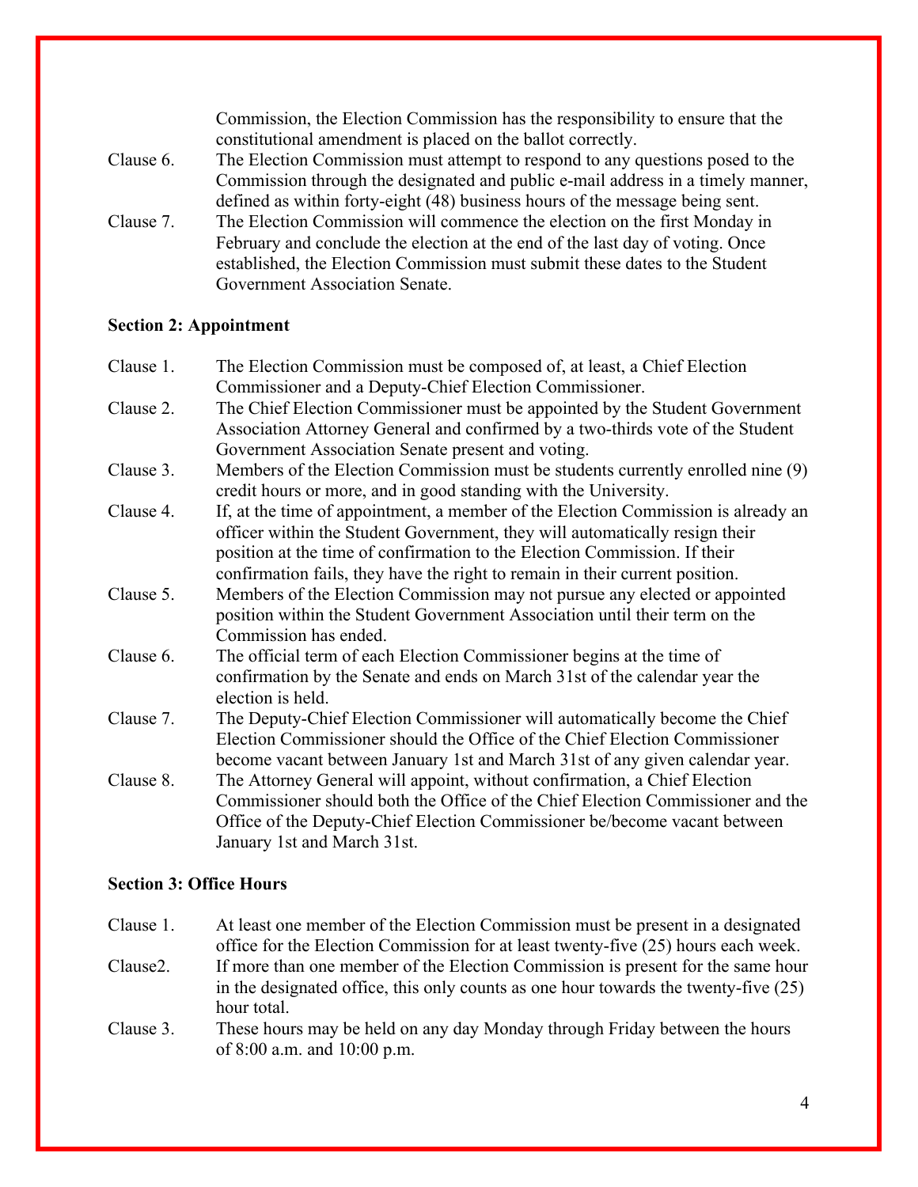Commission, the Election Commission has the responsibility to ensure that the constitutional amendment is placed on the ballot correctly.

Clause 6. The Election Commission must attempt to respond to any questions posed to the Commission through the designated and public e-mail address in a timely manner, defined as within forty-eight (48) business hours of the message being sent.

Clause 7. The Election Commission will commence the election on the first Monday in February and conclude the election at the end of the last day of voting. Once established, the Election Commission must submit these dates to the Student Government Association Senate.

**Section 2: Appointment**

Clause 1. The Election Commission must be composed of, at least, a Chief Election Commissioner and a Deputy-Chief Election Commissioner.

Clause 2. The Chief Election Commissioner must be appointed by the Student Government Association Attorney General and confirmed by a two-thirds vote of the Student Government Association Senate present and voting.

Clause 3. Members of the Election Commission must be students currently enrolled nine (9) credit hours or more, and in good standing with the University.

Clause 4. If, at the time of appointment, a member of the Election Commission is already an officer within the Student Government, they will automatically resign their position at the time of confirmation to the Election Commission. If their confirmation fails, they have the right to remain in their current position.

Clause 5. Members of the Election Commission may not pursue any elected or appointed position within the Student Government Association until their term on the Commission has ended.

Clause 6. The official term of each Election Commissioner begins at the time of confirmation by the Senate and ends on March 31st of the calendar year the election is held.

Clause 7. The Deputy-Chief Election Commissioner will automatically become the Chief Election Commissioner should the Office of the Chief Election Commissioner become vacant between January 1st and March 31st of any given calendar year.

Clause 8. The Attorney General will appoint, without confirmation, a Chief Election Commissioner should both the Office of the Chief Election Commissioner and the Office of the Deputy-Chief Election Commissioner be/become vacant between January 1st and March 31st.

**Section 3: Office Hours**

Clause 1. At least one member of the Election Commission must be present in a designated office for the Election Commission for at least twenty-five (25) hours each week.

Clause2. If more than one member of the Election Commission is present for the same hour in the designated office, this only counts as one hour towards the twenty-five (25) hour total.

Clause 3. These hours may be held on any day Monday through Friday between the hours of 8:00 a.m. and 10:00 p.m.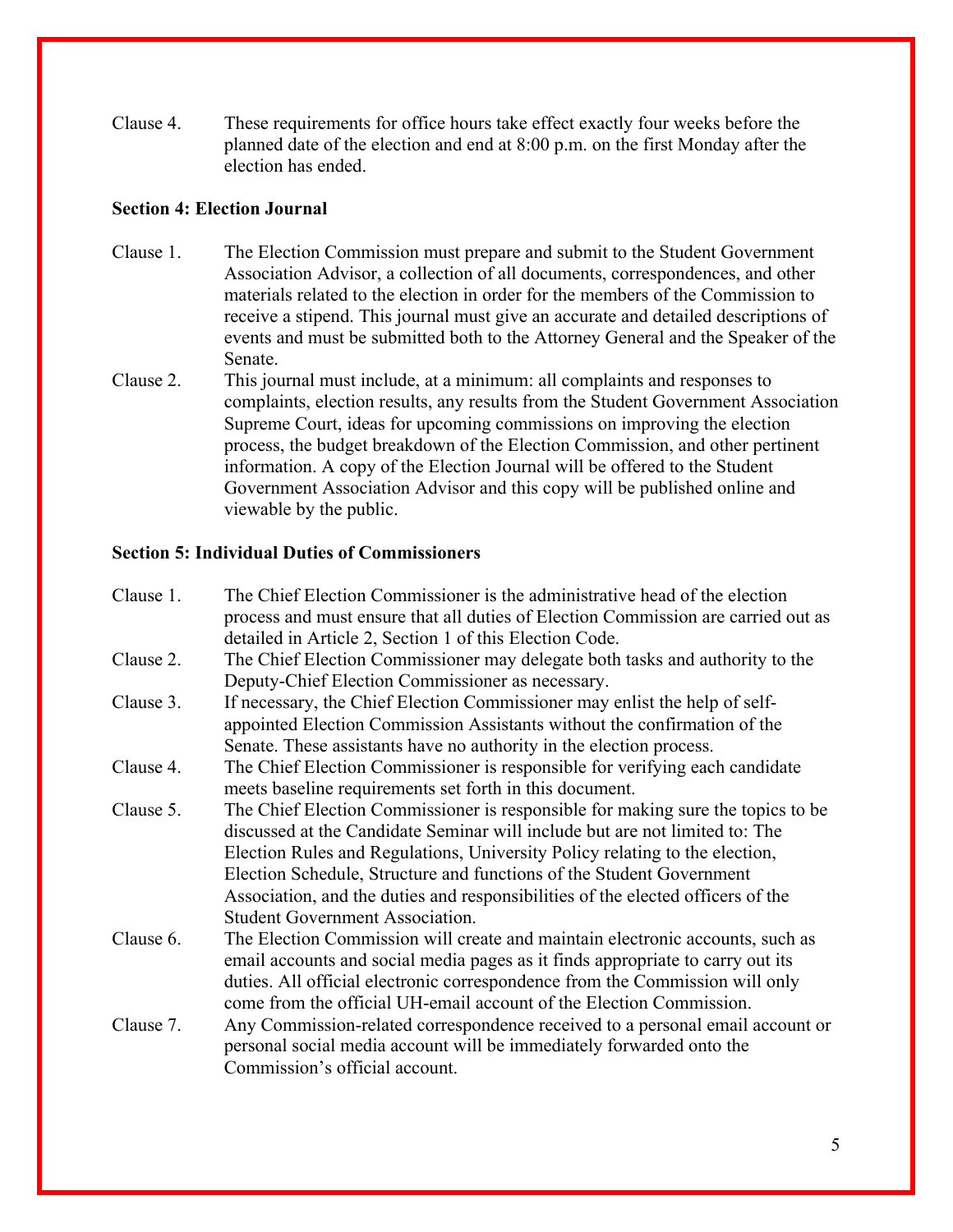Clause 4. These requirements for office hours take effect exactly four weeks before the planned date of the election and end at 8:00 p.m. on the first Monday after the election has ended.

**Section 4: Election Journal**

Clause 1. The Election Commission must prepare and submit to the Student Government Association Advisor, a collection of all documents, correspondences, and other materials related to the election in order for the members of the Commission to receive a stipend. This journal must give an accurate and detailed descriptions of events and must be submitted both to the Attorney General and the Speaker of the Senate.

Clause 2. This journal must include, at a minimum: all complaints and responses to complaints, election results, any results from the Student Government Association Supreme Court, ideas for upcoming commissions on improving the election process, the budget breakdown of the Election Commission, and other pertinent information. A copy of the Election Journal will be offered to the Student Government Association Advisor and this copy will be published online and viewable by the public.

**Section 5: Individual Duties of Commissioners**

Clause 1. The Chief Election Commissioner is the administrative head of the election process and must ensure that all duties of Election Commission are carried out as detailed in Article 2, Section 1 of this Election Code.

Clause 2. The Chief Election Commissioner may delegate both tasks and authority to the Deputy-Chief Election Commissioner as necessary.

Clause 3. If necessary, the Chief Election Commissioner may enlist the help of self-appointed Election Commission Assistants without the confirmation of the Senate. These assistants have no authority in the election process.

Clause 4. The Chief Election Commissioner is responsible for verifying each candidate meets baseline requirements set forth in this document.

Clause 5. The Chief Election Commissioner is responsible for making sure the topics to be discussed at the Candidate Seminar will include but are not limited to: The Election Rules and Regulations, University Policy relating to the election, Election Schedule, Structure and functions of the Student Government Association, and the duties and responsibilities of the elected officers of the Student Government Association.

Clause 6. The Election Commission will create and maintain electronic accounts, such as email accounts and social media pages as it finds appropriate to carry out its duties. All official electronic correspondence from the Commission will only come from the official UH-email account of the Election Commission.

Clause 7. Any Commission-related correspondence received to a personal email account or personal social media account will be immediately forwarded onto the Commission's official account.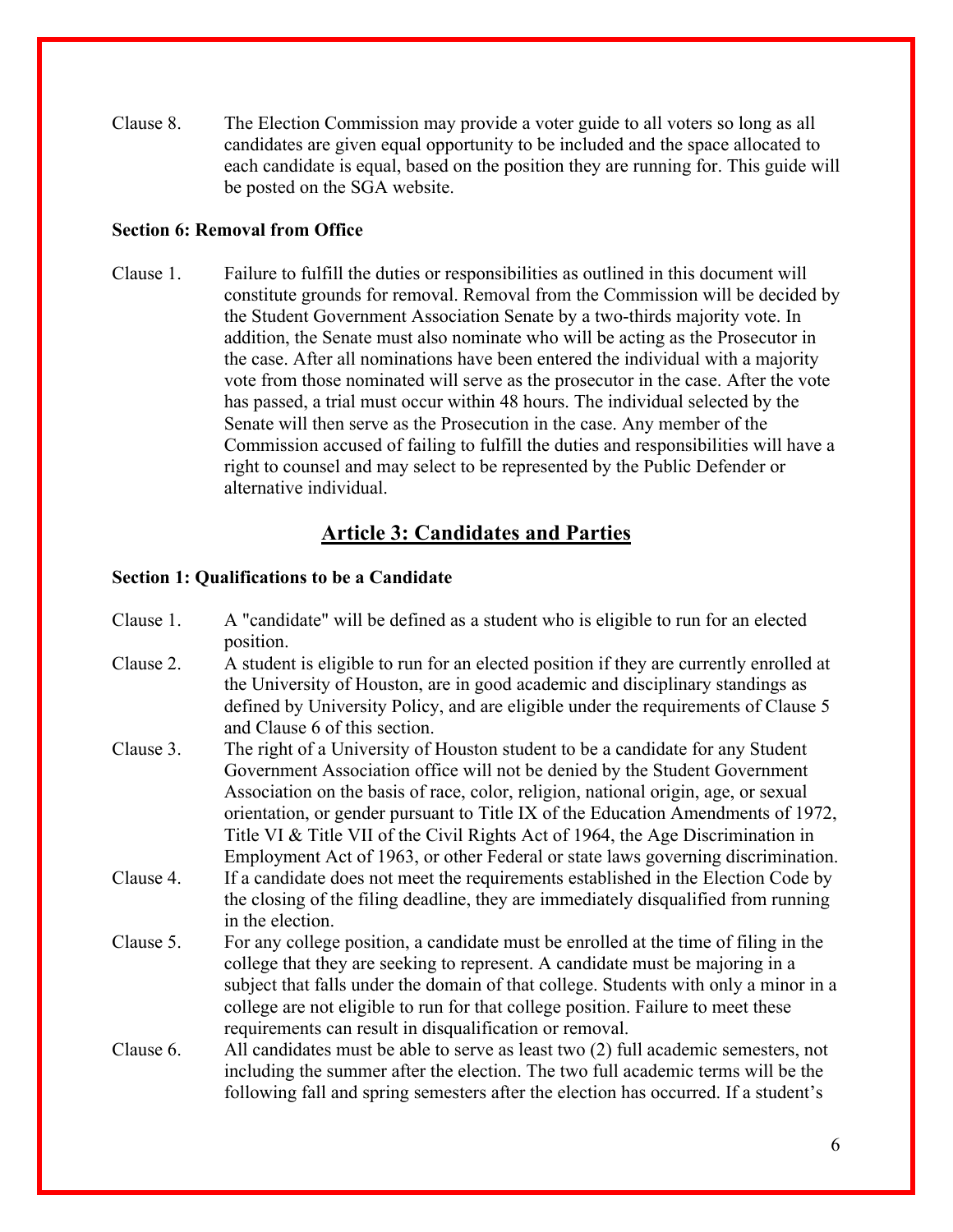Clause 8. The Election Commission may provide a voter guide to all voters so long as all candidates are given equal opportunity to be included and the space allocated to each candidate is equal, based on the position they are running for. This guide will be posted on the SGA website.

**Section 6: Removal from Office**

Clause 1. Failure to fulfill the duties or responsibilities as outlined in this document will constitute grounds for removal. Removal from the Commission will be decided by the Student Government Association Senate by a two-thirds majority vote. In addition, the Senate must also nominate who will be acting as the Prosecutor in the case. After all nominations have been entered the individual with a majority vote from those nominated will serve as the prosecutor in the case. After the vote has passed, a trial must occur within 48 hours. The individual selected by the Senate will then serve as the Prosecution in the case. Any member of the Commission accused of failing to fulfill the duties and responsibilities will have a right to counsel and may select to be represented by the Public Defender or alternative individual.

## Article 3: Candidates and Parties

**Section 1: Qualifications to be a Candidate**

Clause 1. A "candidate" will be defined as a student who is eligible to run for an elected position.

Clause 2. A student is eligible to run for an elected position if they are currently enrolled at the University of Houston, are in good academic and disciplinary standings as defined by University Policy, and are eligible under the requirements of Clause 5 and Clause 6 of this section.

Clause 3. The right of a University of Houston student to be a candidate for any Student Government Association office will not be denied by the Student Government Association on the basis of race, color, religion, national origin, age, or sexual orientation, or gender pursuant to Title IX of the Education Amendments of 1972, Title VI & Title VII of the Civil Rights Act of 1964, the Age Discrimination in Employment Act of 1963, or other Federal or state laws governing discrimination.

Clause 4. If a candidate does not meet the requirements established in the Election Code by the closing of the filing deadline, they are immediately disqualified from running in the election.

Clause 5. For any college position, a candidate must be enrolled at the time of filing in the college that they are seeking to represent. A candidate must be majoring in a subject that falls under the domain of that college. Students with only a minor in a college are not eligible to run for that college position. Failure to meet these requirements can result in disqualification or removal.

Clause 6. All candidates must be able to serve as least two (2) full academic semesters, not including the summer after the election. The two full academic terms will be the following fall and spring semesters after the election has occurred. If a student's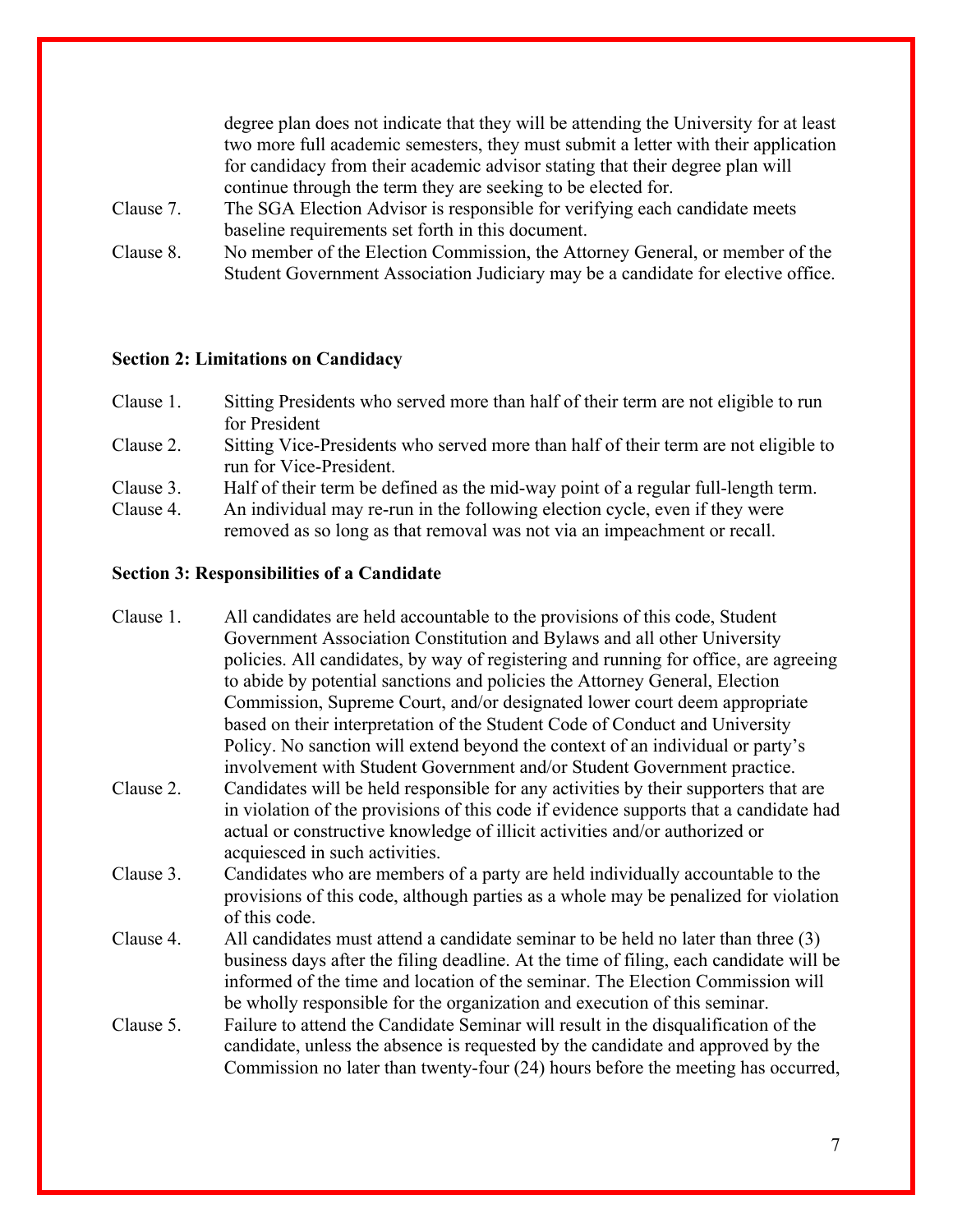degree plan does not indicate that they will be attending the University for at least two more full academic semesters, they must submit a letter with their application for candidacy from their academic advisor stating that their degree plan will continue through the term they are seeking to be elected for.

Clause 7. The SGA Election Advisor is responsible for verifying each candidate meets baseline requirements set forth in this document.

Clause 8. No member of the Election Commission, the Attorney General, or member of the Student Government Association Judiciary may be a candidate for elective office.

**Section 2: Limitations on Candidacy**

Clause 1. Sitting Presidents who served more than half of their term are not eligible to run for President

Clause 2. Sitting Vice-Presidents who served more than half of their term are not eligible to run for Vice-President.

Clause 3. Half of their term be defined as the mid-way point of a regular full-length term.

Clause 4. An individual may re-run in the following election cycle, even if they were removed as so long as that removal was not via an impeachment or recall.

**Section 3: Responsibilities of a Candidate**

Clause 1. All candidates are held accountable to the provisions of this code, Student Government Association Constitution and Bylaws and all other University policies. All candidates, by way of registering and running for office, are agreeing to abide by potential sanctions and policies the Attorney General, Election Commission, Supreme Court, and/or designated lower court deem appropriate based on their interpretation of the Student Code of Conduct and University Policy. No sanction will extend beyond the context of an individual or party's involvement with Student Government and/or Student Government practice.

Clause 2. Candidates will be held responsible for any activities by their supporters that are in violation of the provisions of this code if evidence supports that a candidate had actual or constructive knowledge of illicit activities and/or authorized or acquiesced in such activities.

Clause 3. Candidates who are members of a party are held individually accountable to the provisions of this code, although parties as a whole may be penalized for violation of this code.

Clause 4. All candidates must attend a candidate seminar to be held no later than three (3) business days after the filing deadline. At the time of filing, each candidate will be informed of the time and location of the seminar. The Election Commission will be wholly responsible for the organization and execution of this seminar.

Clause 5. Failure to attend the Candidate Seminar will result in the disqualification of the candidate, unless the absence is requested by the candidate and approved by the Commission no later than twenty-four (24) hours before the meeting has occurred,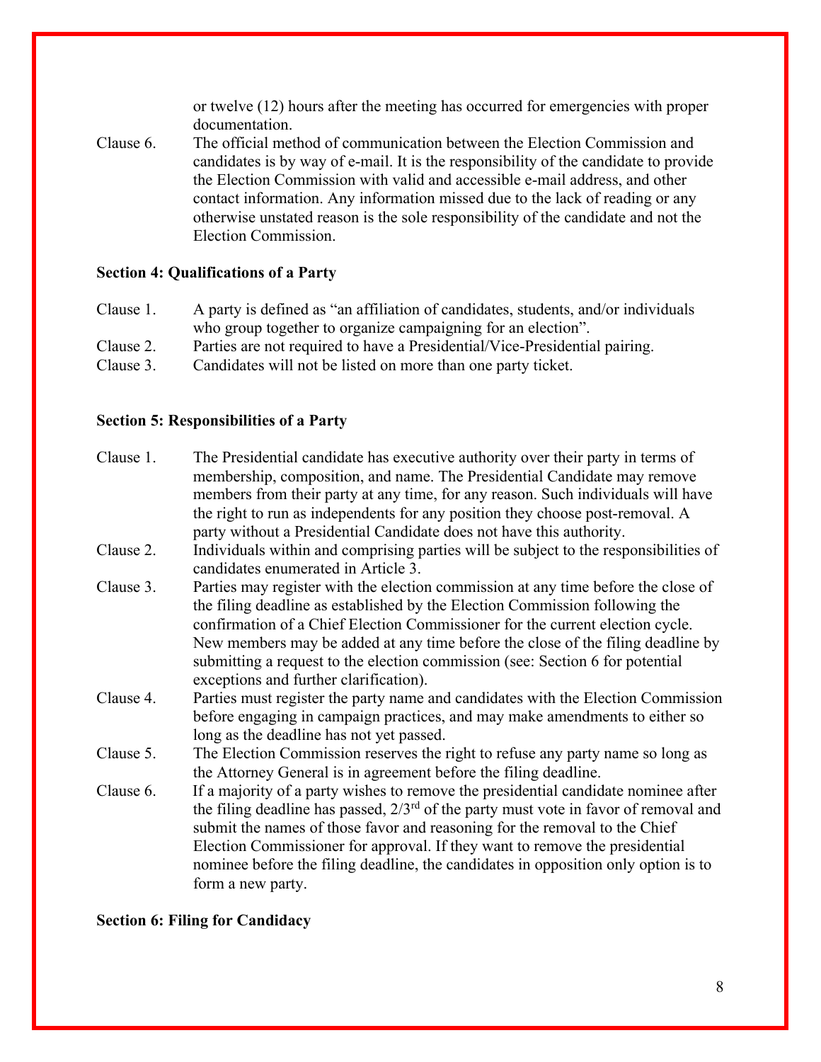or twelve (12) hours after the meeting has occurred for emergencies with proper documentation.

Clause 6. The official method of communication between the Election Commission and candidates is by way of e-mail. It is the responsibility of the candidate to provide the Election Commission with valid and accessible e-mail address, and other contact information. Any information missed due to the lack of reading or any otherwise unstated reason is the sole responsibility of the candidate and not the Election Commission.

**Section 4: Qualifications of a Party**

Clause 1. A party is defined as "an affiliation of candidates, students, and/or individuals who group together to organize campaigning for an election".

Clause 2. Parties are not required to have a Presidential/Vice-Presidential pairing.

Clause 3. Candidates will not be listed on more than one party ticket.

**Section 5: Responsibilities of a Party**

Clause 1. The Presidential candidate has executive authority over their party in terms of membership, composition, and name. The Presidential Candidate may remove members from their party at any time, for any reason. Such individuals will have the right to run as independents for any position they choose post-removal. A party without a Presidential Candidate does not have this authority.

Clause 2. Individuals within and comprising parties will be subject to the responsibilities of candidates enumerated in Article 3.

Clause 3. Parties may register with the election commission at any time before the close of the filing deadline as established by the Election Commission following the confirmation of a Chief Election Commissioner for the current election cycle. New members may be added at any time before the close of the filing deadline by submitting a request to the election commission (see: Section 6 for potential exceptions and further clarification).

Clause 4. Parties must register the party name and candidates with the Election Commission before engaging in campaign practices, and may make amendments to either so long as the deadline has not yet passed.

Clause 5. The Election Commission reserves the right to refuse any party name so long as the Attorney General is in agreement before the filing deadline.

Clause 6. If a majority of a party wishes to remove the presidential candidate nominee after the filing deadline has passed, 2/3rd of the party must vote in favor of removal and submit the names of those favor and reasoning for the removal to the Chief Election Commissioner for approval. If they want to remove the presidential nominee before the filing deadline, the candidates in opposition only option is to form a new party.

**Section 6: Filing for Candidacy**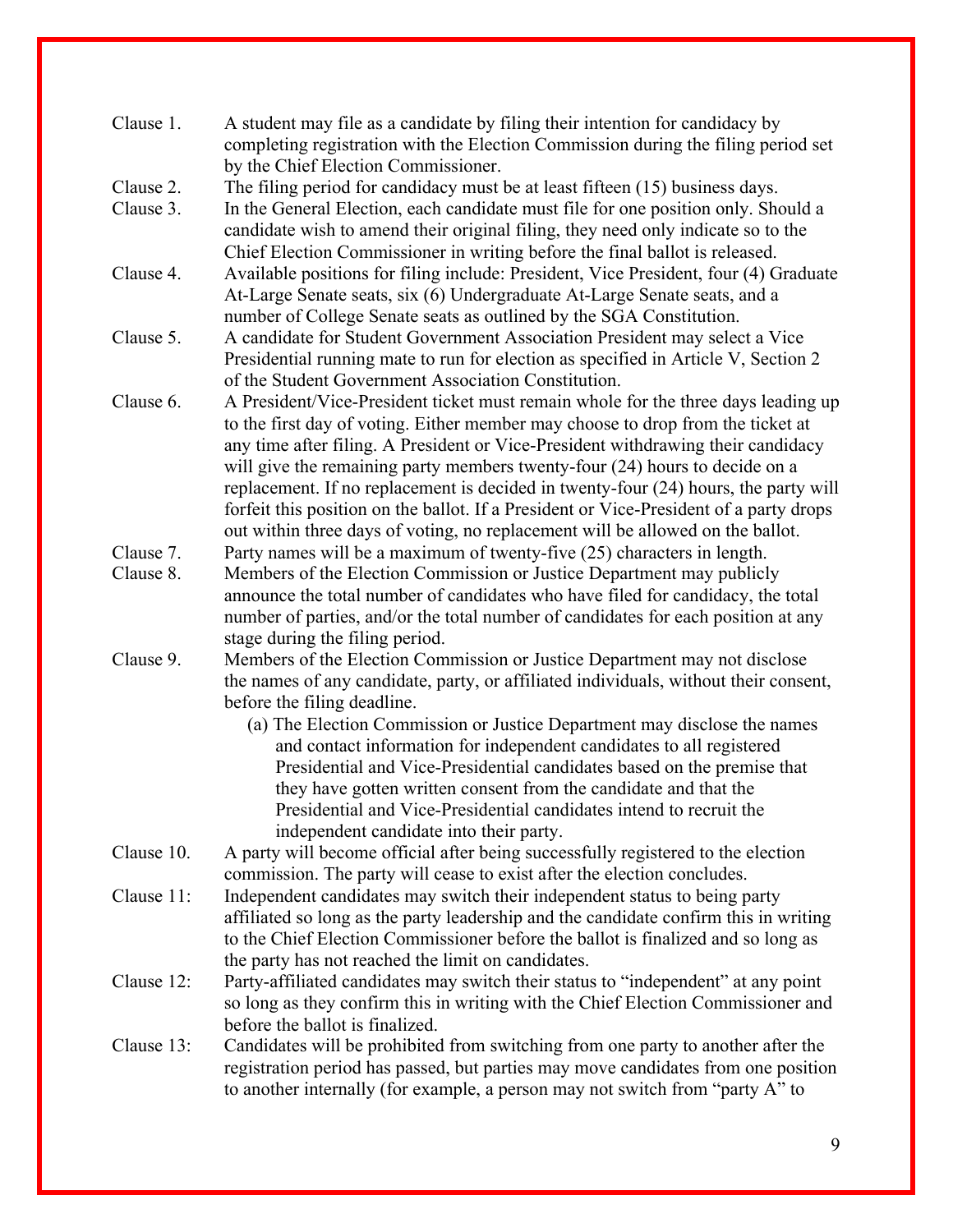Clause 1. A student may file as a candidate by filing their intention for candidacy by completing registration with the Election Commission during the filing period set by the Chief Election Commissioner.

Clause 2. The filing period for candidacy must be at least fifteen (15) business days.

Clause 3. In the General Election, each candidate must file for one position only. Should a candidate wish to amend their original filing, they need only indicate so to the Chief Election Commissioner in writing before the final ballot is released.

Clause 4. Available positions for filing include: President, Vice President, four (4) Graduate At-Large Senate seats, six (6) Undergraduate At-Large Senate seats, and a number of College Senate seats as outlined by the SGA Constitution.

Clause 5. A candidate for Student Government Association President may select a Vice Presidential running mate to run for election as specified in Article V, Section 2 of the Student Government Association Constitution.

Clause 6. A President/Vice-President ticket must remain whole for the three days leading up to the first day of voting. Either member may choose to drop from the ticket at any time after filing. A President or Vice-President withdrawing their candidacy will give the remaining party members twenty-four (24) hours to decide on a replacement. If no replacement is decided in twenty-four (24) hours, the party will forfeit this position on the ballot. If a President or Vice-President of a party drops out within three days of voting, no replacement will be allowed on the ballot.

Clause 7. Party names will be a maximum of twenty-five (25) characters in length.

Clause 8. Members of the Election Commission or Justice Department may publicly announce the total number of candidates who have filed for candidacy, the total number of parties, and/or the total number of candidates for each position at any stage during the filing period.

Clause 9. Members of the Election Commission or Justice Department may not disclose the names of any candidate, party, or affiliated individuals, without their consent, before the filing deadline.

(a) The Election Commission or Justice Department may disclose the names and contact information for independent candidates to all registered Presidential and Vice-Presidential candidates based on the premise that they have gotten written consent from the candidate and that the Presidential and Vice-Presidential candidates intend to recruit the independent candidate into their party.

Clause 10. A party will become official after being successfully registered to the election commission. The party will cease to exist after the election concludes.

Clause 11: Independent candidates may switch their independent status to being party affiliated so long as the party leadership and the candidate confirm this in writing to the Chief Election Commissioner before the ballot is finalized and so long as the party has not reached the limit on candidates.

Clause 12: Party-affiliated candidates may switch their status to "independent" at any point so long as they confirm this in writing with the Chief Election Commissioner and before the ballot is finalized.

Clause 13: Candidates will be prohibited from switching from one party to another after the registration period has passed, but parties may move candidates from one position to another internally (for example, a person may not switch from "party A" to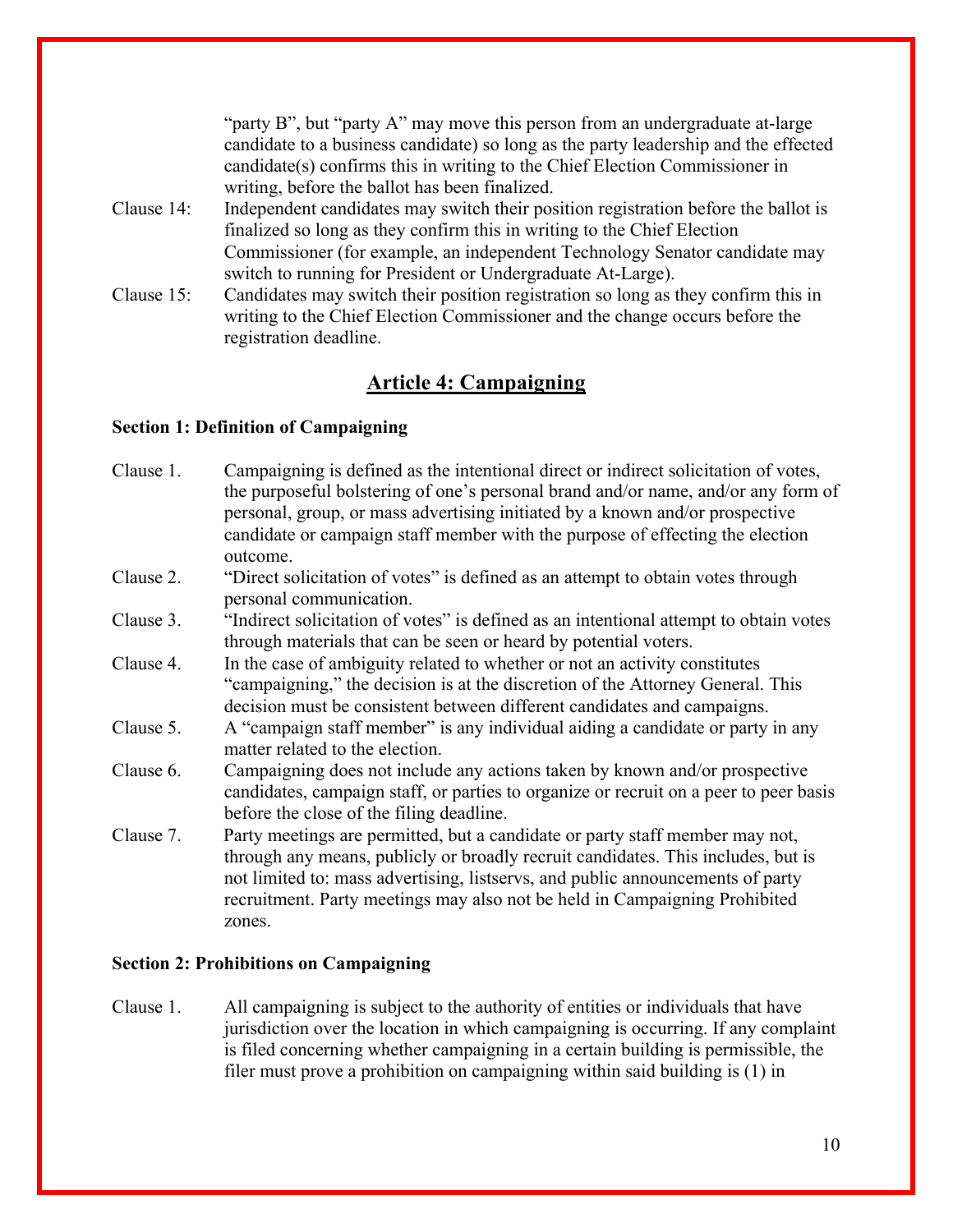"party B", but "party A" may move this person from an undergraduate at-large candidate to a business candidate) so long as the party leadership and the effected candidate(s) confirms this in writing to the Chief Election Commissioner in writing, before the ballot has been finalized.

Clause 14: Independent candidates may switch their position registration before the ballot is finalized so long as they confirm this in writing to the Chief Election Commissioner (for example, an independent Technology Senator candidate may switch to running for President or Undergraduate At-Large).

Clause 15: Candidates may switch their position registration so long as they confirm this in writing to the Chief Election Commissioner and the change occurs before the registration deadline.

## Article 4: Campaigning

**Section 1: Definition of Campaigning**

Clause 1. Campaigning is defined as the intentional direct or indirect solicitation of votes, the purposeful bolstering of one's personal brand and/or name, and/or any form of personal, group, or mass advertising initiated by a known and/or prospective candidate or campaign staff member with the purpose of effecting the election outcome.

Clause 2. "Direct solicitation of votes" is defined as an attempt to obtain votes through personal communication.

Clause 3. "Indirect solicitation of votes" is defined as an intentional attempt to obtain votes through materials that can be seen or heard by potential voters.

Clause 4. In the case of ambiguity related to whether or not an activity constitutes "campaigning," the decision is at the discretion of the Attorney General. This decision must be consistent between different candidates and campaigns.

Clause 5. A "campaign staff member" is any individual aiding a candidate or party in any matter related to the election.

Clause 6. Campaigning does not include any actions taken by known and/or prospective candidates, campaign staff, or parties to organize or recruit on a peer to peer basis before the close of the filing deadline.

Clause 7. Party meetings are permitted, but a candidate or party staff member may not, through any means, publicly or broadly recruit candidates. This includes, but is not limited to: mass advertising, listservs, and public announcements of party recruitment. Party meetings may also not be held in Campaigning Prohibited zones.

**Section 2: Prohibitions on Campaigning**

Clause 1. All campaigning is subject to the authority of entities or individuals that have jurisdiction over the location in which campaigning is occurring. If any complaint is filed concerning whether campaigning in a certain building is permissible, the filer must prove a prohibition on campaigning within said building is (1) in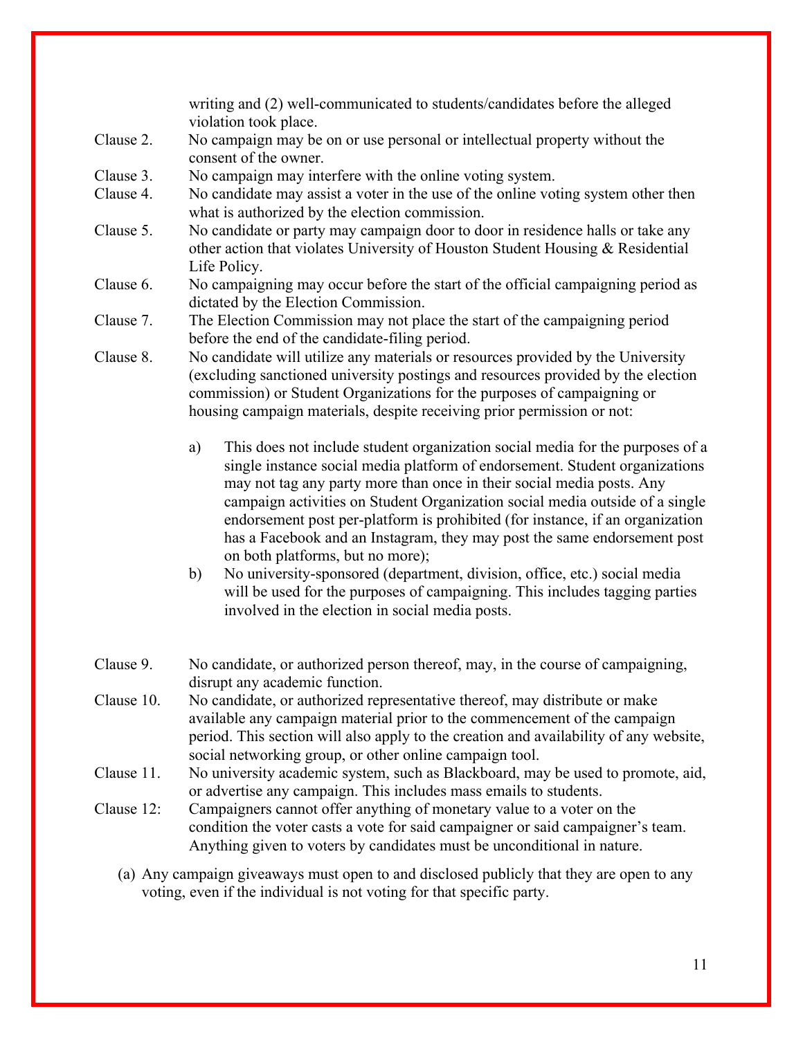writing and (2) well-communicated to students/candidates before the alleged violation took place.

Clause 2. No campaign may be on or use personal or intellectual property without the consent of the owner.

Clause 3. No campaign may interfere with the online voting system.

Clause 4. No candidate may assist a voter in the use of the online voting system other then what is authorized by the election commission.

Clause 5. No candidate or party may campaign door to door in residence halls or take any other action that violates University of Houston Student Housing & Residential Life Policy.

Clause 6. No campaigning may occur before the start of the official campaigning period as dictated by the Election Commission.

Clause 7. The Election Commission may not place the start of the campaigning period before the end of the candidate-filing period.

Clause 8. No candidate will utilize any materials or resources provided by the University (excluding sanctioned university postings and resources provided by the election commission) or Student Organizations for the purposes of campaigning or housing campaign materials, despite receiving prior permission or not:

a) This does not include student organization social media for the purposes of a single instance social media platform of endorsement. Student organizations may not tag any party more than once in their social media posts. Any campaign activities on Student Organization social media outside of a single endorsement post per-platform is prohibited (for instance, if an organization has a Facebook and an Instagram, they may post the same endorsement post on both platforms, but no more);

b) No university-sponsored (department, division, office, etc.) social media will be used for the purposes of campaigning. This includes tagging parties involved in the election in social media posts.

Clause 9. No candidate, or authorized person thereof, may, in the course of campaigning, disrupt any academic function.

Clause 10. No candidate, or authorized representative thereof, may distribute or make available any campaign material prior to the commencement of the campaign period. This section will also apply to the creation and availability of any website, social networking group, or other online campaign tool.

Clause 11. No university academic system, such as Blackboard, may be used to promote, aid, or advertise any campaign. This includes mass emails to students.

Clause 12: Campaigners cannot offer anything of monetary value to a voter on the condition the voter casts a vote for said campaigner or said campaigner's team. Anything given to voters by candidates must be unconditional in nature.

(a) Any campaign giveaways must open to and disclosed publicly that they are open to any voting, even if the individual is not voting for that specific party.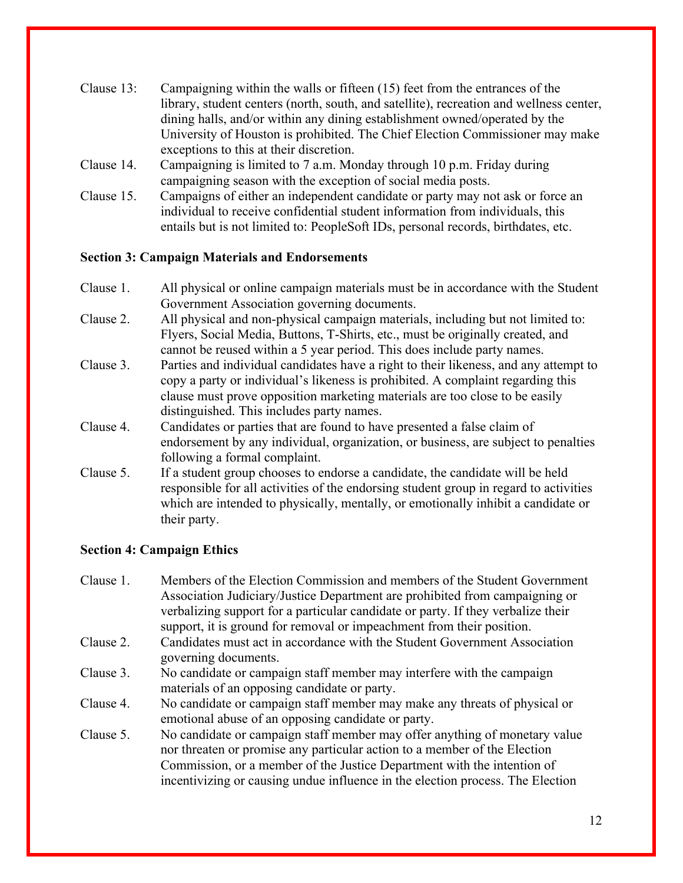Clause 13: Campaigning within the walls or fifteen (15) feet from the entrances of the library, student centers (north, south, and satellite), recreation and wellness center, dining halls, and/or within any dining establishment owned/operated by the University of Houston is prohibited. The Chief Election Commissioner may make exceptions to this at their discretion.

Clause 14. Campaigning is limited to 7 a.m. Monday through 10 p.m. Friday during campaigning season with the exception of social media posts.

Clause 15. Campaigns of either an independent candidate or party may not ask or force an individual to receive confidential student information from individuals, this entails but is not limited to: PeopleSoft IDs, personal records, birthdates, etc.

**Section 3: Campaign Materials and Endorsements**

Clause 1. All physical or online campaign materials must be in accordance with the Student Government Association governing documents.

Clause 2. All physical and non-physical campaign materials, including but not limited to: Flyers, Social Media, Buttons, T-Shirts, etc., must be originally created, and cannot be reused within a 5 year period. This does include party names.

Clause 3. Parties and individual candidates have a right to their likeness, and any attempt to copy a party or individual's likeness is prohibited. A complaint regarding this clause must prove opposition marketing materials are too close to be easily distinguished. This includes party names.

Clause 4. Candidates or parties that are found to have presented a false claim of endorsement by any individual, organization, or business, are subject to penalties following a formal complaint.

Clause 5. If a student group chooses to endorse a candidate, the candidate will be held responsible for all activities of the endorsing student group in regard to activities which are intended to physically, mentally, or emotionally inhibit a candidate or their party.

**Section 4: Campaign Ethics**

Clause 1. Members of the Election Commission and members of the Student Government Association Judiciary/Justice Department are prohibited from campaigning or verbalizing support for a particular candidate or party. If they verbalize their support, it is ground for removal or impeachment from their position.

Clause 2. Candidates must act in accordance with the Student Government Association governing documents.

Clause 3. No candidate or campaign staff member may interfere with the campaign materials of an opposing candidate or party.

Clause 4. No candidate or campaign staff member may make any threats of physical or emotional abuse of an opposing candidate or party.

Clause 5. No candidate or campaign staff member may offer anything of monetary value nor threaten or promise any particular action to a member of the Election Commission, or a member of the Justice Department with the intention of incentivizing or causing undue influence in the election process. The Election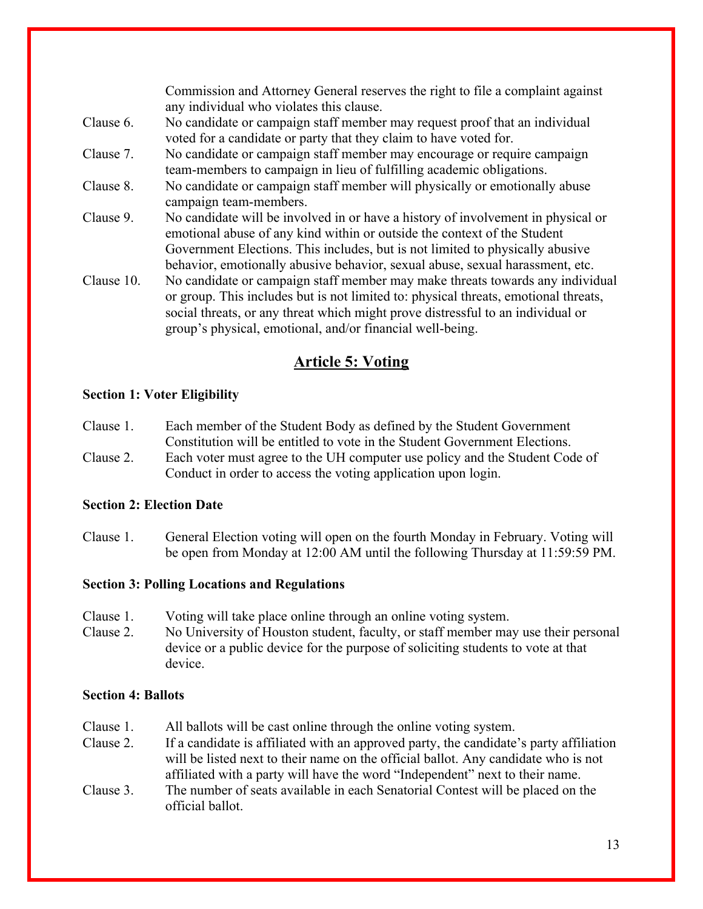Commission and Attorney General reserves the right to file a complaint against any individual who violates this clause.

Clause 6. No candidate or campaign staff member may request proof that an individual voted for a candidate or party that they claim to have voted for.

Clause 7. No candidate or campaign staff member may encourage or require campaign team-members to campaign in lieu of fulfilling academic obligations.

Clause 8. No candidate or campaign staff member will physically or emotionally abuse campaign team-members.

Clause 9. No candidate will be involved in or have a history of involvement in physical or emotional abuse of any kind within or outside the context of the Student Government Elections. This includes, but is not limited to physically abusive behavior, emotionally abusive behavior, sexual abuse, sexual harassment, etc.

Clause 10. No candidate or campaign staff member may make threats towards any individual or group. This includes but is not limited to: physical threats, emotional threats, social threats, or any threat which might prove distressful to an individual or group's physical, emotional, and/or financial well-being.

## Article 5: Voting

**Section 1: Voter Eligibility**

Clause 1. Each member of the Student Body as defined by the Student Government Constitution will be entitled to vote in the Student Government Elections.

Clause 2. Each voter must agree to the UH computer use policy and the Student Code of Conduct in order to access the voting application upon login.

**Section 2: Election Date**

Clause 1. General Election voting will open on the fourth Monday in February. Voting will be open from Monday at 12:00 AM until the following Thursday at 11:59:59 PM.

**Section 3: Polling Locations and Regulations**

Clause 1. Voting will take place online through an online voting system.

Clause 2. No University of Houston student, faculty, or staff member may use their personal device or a public device for the purpose of soliciting students to vote at that device.

**Section 4: Ballots**

Clause 1. All ballots will be cast online through the online voting system.

Clause 2. If a candidate is affiliated with an approved party, the candidate's party affiliation will be listed next to their name on the official ballot. Any candidate who is not affiliated with a party will have the word "Independent" next to their name.

Clause 3. The number of seats available in each Senatorial Contest will be placed on the official ballot.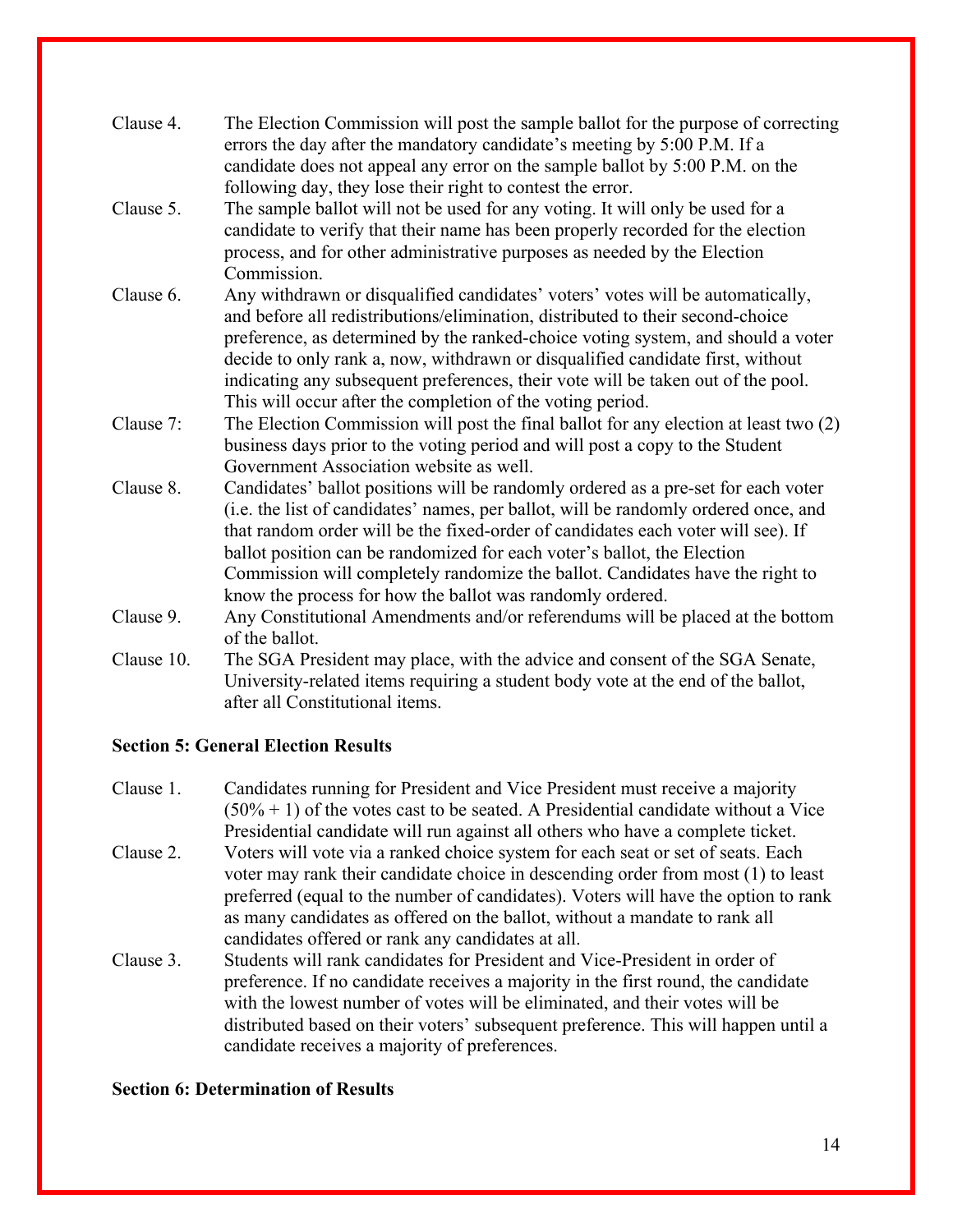Clause 4. The Election Commission will post the sample ballot for the purpose of correcting errors the day after the mandatory candidate's meeting by 5:00 P.M. If a candidate does not appeal any error on the sample ballot by 5:00 P.M. on the following day, they lose their right to contest the error.

Clause 5. The sample ballot will not be used for any voting. It will only be used for a candidate to verify that their name has been properly recorded for the election process, and for other administrative purposes as needed by the Election Commission.

Clause 6. Any withdrawn or disqualified candidates' voters' votes will be automatically, and before all redistributions/elimination, distributed to their second-choice preference, as determined by the ranked-choice voting system, and should a voter decide to only rank a, now, withdrawn or disqualified candidate first, without indicating any subsequent preferences, their vote will be taken out of the pool. This will occur after the completion of the voting period.

Clause 7: The Election Commission will post the final ballot for any election at least two (2) business days prior to the voting period and will post a copy to the Student Government Association website as well.

Clause 8. Candidates' ballot positions will be randomly ordered as a pre-set for each voter (i.e. the list of candidates' names, per ballot, will be randomly ordered once, and that random order will be the fixed-order of candidates each voter will see). If ballot position can be randomized for each voter's ballot, the Election Commission will completely randomize the ballot. Candidates have the right to know the process for how the ballot was randomly ordered.

Clause 9. Any Constitutional Amendments and/or referendums will be placed at the bottom of the ballot.

Clause 10. The SGA President may place, with the advice and consent of the SGA Senate, University-related items requiring a student body vote at the end of the ballot, after all Constitutional items.

**Section 5: General Election Results**

Clause 1. Candidates running for President and Vice President must receive a majority (50% + 1) of the votes cast to be seated. A Presidential candidate without a Vice Presidential candidate will run against all others who have a complete ticket.

Clause 2. Voters will vote via a ranked choice system for each seat or set of seats. Each voter may rank their candidate choice in descending order from most (1) to least preferred (equal to the number of candidates). Voters will have the option to rank as many candidates as offered on the ballot, without a mandate to rank all candidates offered or rank any candidates at all.

Clause 3. Students will rank candidates for President and Vice-President in order of preference. If no candidate receives a majority in the first round, the candidate with the lowest number of votes will be eliminated, and their votes will be distributed based on their voters' subsequent preference. This will happen until a candidate receives a majority of preferences.

**Section 6: Determination of Results**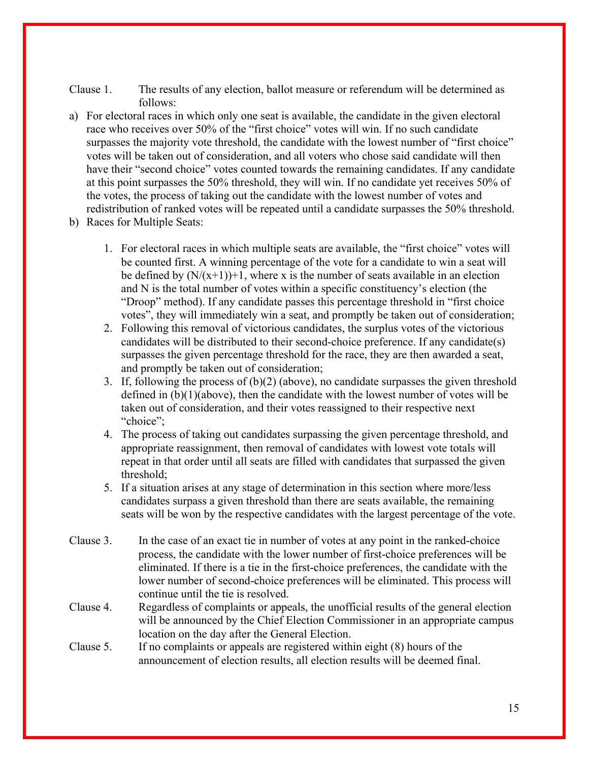Clause 1. The results of any election, ballot measure or referendum will be determined as follows:

a) For electoral races in which only one seat is available, the candidate in the given electoral race who receives over 50% of the "first choice" votes will win. If no such candidate surpasses the majority vote threshold, the candidate with the lowest number of "first choice" votes will be taken out of consideration, and all voters who chose said candidate will then have their "second choice" votes counted towards the remaining candidates. If any candidate at this point surpasses the 50% threshold, they will win. If no candidate yet receives 50% of the votes, the process of taking out the candidate with the lowest number of votes and redistribution of ranked votes will be repeated until a candidate surpasses the 50% threshold.

b) Races for Multiple Seats:

1. For electoral races in which multiple seats are available, the "first choice" votes will be counted first. A winning percentage of the vote for a candidate to win a seat will be defined by $(N/(x+1))+1$, where x is the number of seats available in an election and N is the total number of votes within a specific constituency's election (the "Droop" method). If any candidate passes this percentage threshold in "first choice votes", they will immediately win a seat, and promptly be taken out of consideration;
2. Following this removal of victorious candidates, the surplus votes of the victorious candidates will be distributed to their second-choice preference. If any candidate(s) surpasses the given percentage threshold for the race, they are then awarded a seat, and promptly be taken out of consideration;
3. If, following the process of (b)(2) (above), no candidate surpasses the given threshold defined in (b)(1)(above), then the candidate with the lowest number of votes will be taken out of consideration, and their votes reassigned to their respective next "choice";
4. The process of taking out candidates surpassing the given percentage threshold, and appropriate reassignment, then removal of candidates with lowest vote totals will repeat in that order until all seats are filled with candidates that surpassed the given threshold;
5. If a situation arises at any stage of determination in this section where more/less candidates surpass a given threshold than there are seats available, the remaining seats will be won by the respective candidates with the largest percentage of the vote.

Clause 3. In the case of an exact tie in number of votes at any point in the ranked-choice process, the candidate with the lower number of first-choice preferences will be eliminated. If there is a tie in the first-choice preferences, the candidate with the lower number of second-choice preferences will be eliminated. This process will continue until the tie is resolved.

Clause 4. Regardless of complaints or appeals, the unofficial results of the general election will be announced by the Chief Election Commissioner in an appropriate campus location on the day after the General Election.

Clause 5. If no complaints or appeals are registered within eight (8) hours of the announcement of election results, all election results will be deemed final.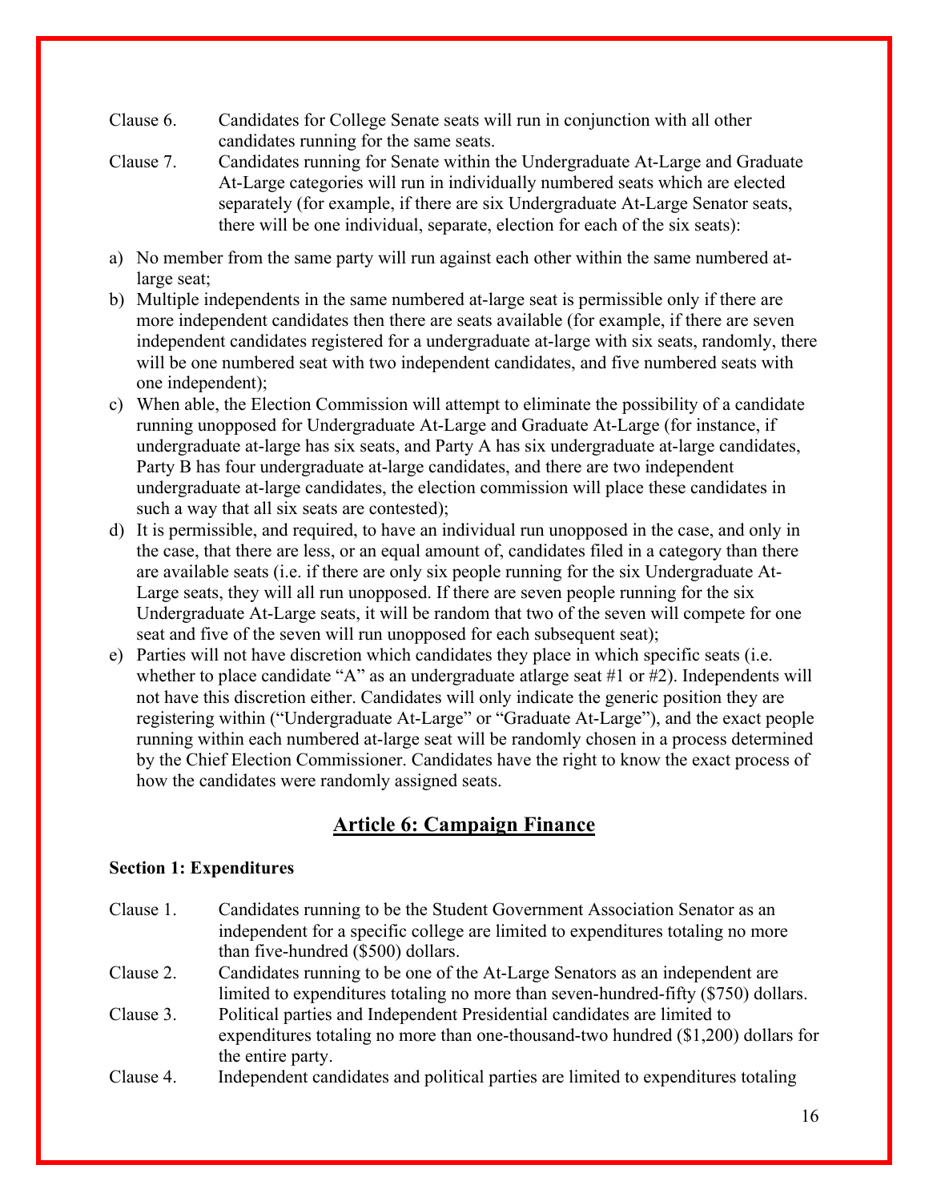Clause 6. Candidates for College Senate seats will run in conjunction with all other candidates running for the same seats.

Clause 7. Candidates running for Senate within the Undergraduate At-Large and Graduate At-Large categories will run in individually numbered seats which are elected separately (for example, if there are six Undergraduate At-Large Senator seats, there will be one individual, separate, election for each of the six seats):

a) No member from the same party will run against each other within the same numbered at-large seat;
b) Multiple independents in the same numbered at-large seat is permissible only if there are more independent candidates then there are seats available (for example, if there are seven independent candidates registered for a undergraduate at-large with six seats, randomly, there will be one numbered seat with two independent candidates, and five numbered seats with one independent);
c) When able, the Election Commission will attempt to eliminate the possibility of a candidate running unopposed for Undergraduate At-Large and Graduate At-Large (for instance, if undergraduate at-large has six seats, and Party A has six undergraduate at-large candidates, Party B has four undergraduate at-large candidates, and there are two independent undergraduate at-large candidates, the election commission will place these candidates in such a way that all six seats are contested);
d) It is permissible, and required, to have an individual run unopposed in the case, and only in the case, that there are less, or an equal amount of, candidates filed in a category than there are available seats (i.e. if there are only six people running for the six Undergraduate At-Large seats, they will all run unopposed. If there are seven people running for the six Undergraduate At-Large seats, it will be random that two of the seven will compete for one seat and five of the seven will run unopposed for each subsequent seat);
e) Parties will not have discretion which candidates they place in which specific seats (i.e. whether to place candidate "A" as an undergraduate atlarge seat #1 or #2). Independents will not have this discretion either. Candidates will only indicate the generic position they are registering within ("Undergraduate At-Large" or "Graduate At-Large"), and the exact people running within each numbered at-large seat will be randomly chosen in a process determined by the Chief Election Commissioner. Candidates have the right to know the exact process of how the candidates were randomly assigned seats.

## Article 6: Campaign Finance

**Section 1: Expenditures**

Clause 1. Candidates running to be the Student Government Association Senator as an independent for a specific college are limited to expenditures totaling no more than five-hundred ($500) dollars.

Clause 2. Candidates running to be one of the At-Large Senators as an independent are limited to expenditures totaling no more than seven-hundred-fifty ($750) dollars.

Clause 3. Political parties and Independent Presidential candidates are limited to expenditures totaling no more than one-thousand-two hundred ($1,200) dollars for the entire party.

Clause 4. Independent candidates and political parties are limited to expenditures totaling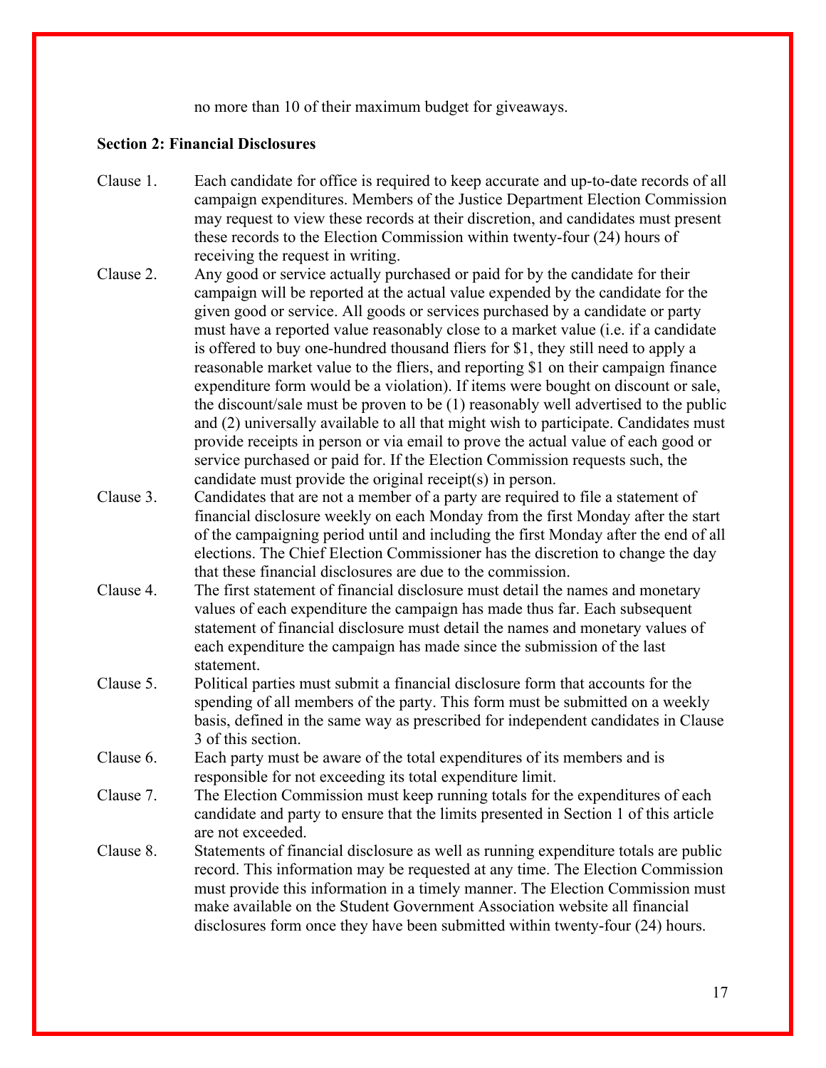no more than 10 of their maximum budget for giveaways.

**Section 2: Financial Disclosures**

Clause 1. Each candidate for office is required to keep accurate and up-to-date records of all campaign expenditures. Members of the Justice Department Election Commission may request to view these records at their discretion, and candidates must present these records to the Election Commission within twenty-four (24) hours of receiving the request in writing.

Clause 2. Any good or service actually purchased or paid for by the candidate for their campaign will be reported at the actual value expended by the candidate for the given good or service. All goods or services purchased by a candidate or party must have a reported value reasonably close to a market value (i.e. if a candidate is offered to buy one-hundred thousand fliers for $1, they still need to apply a reasonable market value to the fliers, and reporting $1 on their campaign finance expenditure form would be a violation). If items were bought on discount or sale, the discount/sale must be proven to be (1) reasonably well advertised to the public and (2) universally available to all that might wish to participate. Candidates must provide receipts in person or via email to prove the actual value of each good or service purchased or paid for. If the Election Commission requests such, the candidate must provide the original receipt(s) in person.

Clause 3. Candidates that are not a member of a party are required to file a statement of financial disclosure weekly on each Monday from the first Monday after the start of the campaigning period until and including the first Monday after the end of all elections. The Chief Election Commissioner has the discretion to change the day that these financial disclosures are due to the commission.

Clause 4. The first statement of financial disclosure must detail the names and monetary values of each expenditure the campaign has made thus far. Each subsequent statement of financial disclosure must detail the names and monetary values of each expenditure the campaign has made since the submission of the last statement.

Clause 5. Political parties must submit a financial disclosure form that accounts for the spending of all members of the party. This form must be submitted on a weekly basis, defined in the same way as prescribed for independent candidates in Clause 3 of this section.

Clause 6. Each party must be aware of the total expenditures of its members and is responsible for not exceeding its total expenditure limit.

Clause 7. The Election Commission must keep running totals for the expenditures of each candidate and party to ensure that the limits presented in Section 1 of this article are not exceeded.

Clause 8. Statements of financial disclosure as well as running expenditure totals are public record. This information may be requested at any time. The Election Commission must provide this information in a timely manner. The Election Commission must make available on the Student Government Association website all financial disclosures form once they have been submitted within twenty-four (24) hours.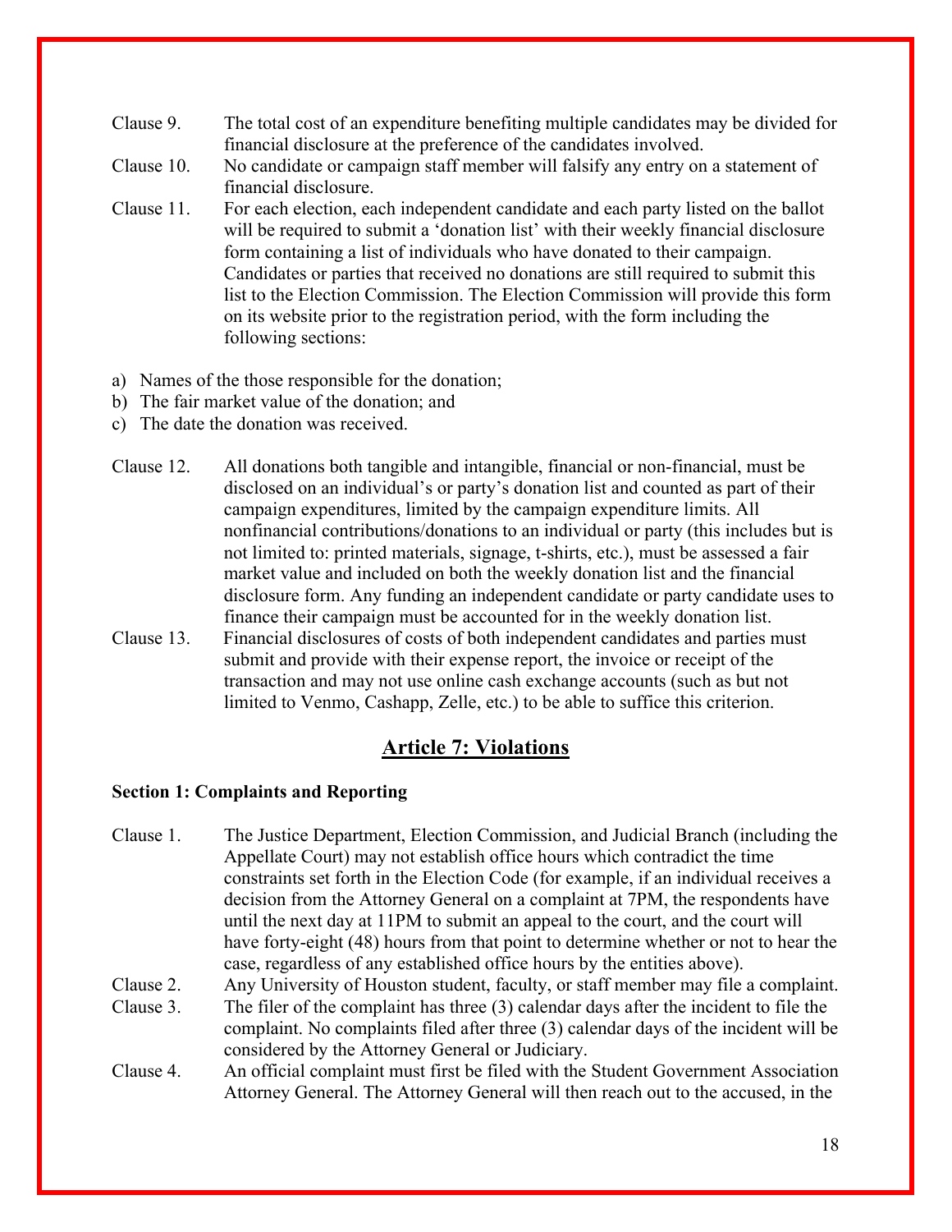Clause 9. The total cost of an expenditure benefiting multiple candidates may be divided for financial disclosure at the preference of the candidates involved.

Clause 10. No candidate or campaign staff member will falsify any entry on a statement of financial disclosure.

Clause 11. For each election, each independent candidate and each party listed on the ballot will be required to submit a 'donation list' with their weekly financial disclosure form containing a list of individuals who have donated to their campaign. Candidates or parties that received no donations are still required to submit this list to the Election Commission. The Election Commission will provide this form on its website prior to the registration period, with the form including the following sections:

a) Names of the those responsible for the donation;
b) The fair market value of the donation; and
c) The date the donation was received.

Clause 12. All donations both tangible and intangible, financial or non-financial, must be disclosed on an individual's or party's donation list and counted as part of their campaign expenditures, limited by the campaign expenditure limits. All nonfinancial contributions/donations to an individual or party (this includes but is not limited to: printed materials, signage, t-shirts, etc.), must be assessed a fair market value and included on both the weekly donation list and the financial disclosure form. Any funding an independent candidate or party candidate uses to finance their campaign must be accounted for in the weekly donation list.

Clause 13. Financial disclosures of costs of both independent candidates and parties must submit and provide with their expense report, the invoice or receipt of the transaction and may not use online cash exchange accounts (such as but not limited to Venmo, Cashapp, Zelle, etc.) to be able to suffice this criterion.

## Article 7: Violations

### Section 1: Complaints and Reporting

Clause 1. The Justice Department, Election Commission, and Judicial Branch (including the Appellate Court) may not establish office hours which contradict the time constraints set forth in the Election Code (for example, if an individual receives a decision from the Attorney General on a complaint at 7PM, the respondents have until the next day at 11PM to submit an appeal to the court, and the court will have forty-eight (48) hours from that point to determine whether or not to hear the case, regardless of any established office hours by the entities above).

Clause 2. Any University of Houston student, faculty, or staff member may file a complaint.

Clause 3. The filer of the complaint has three (3) calendar days after the incident to file the complaint. No complaints filed after three (3) calendar days of the incident will be considered by the Attorney General or Judiciary.

Clause 4. An official complaint must first be filed with the Student Government Association Attorney General. The Attorney General will then reach out to the accused, in the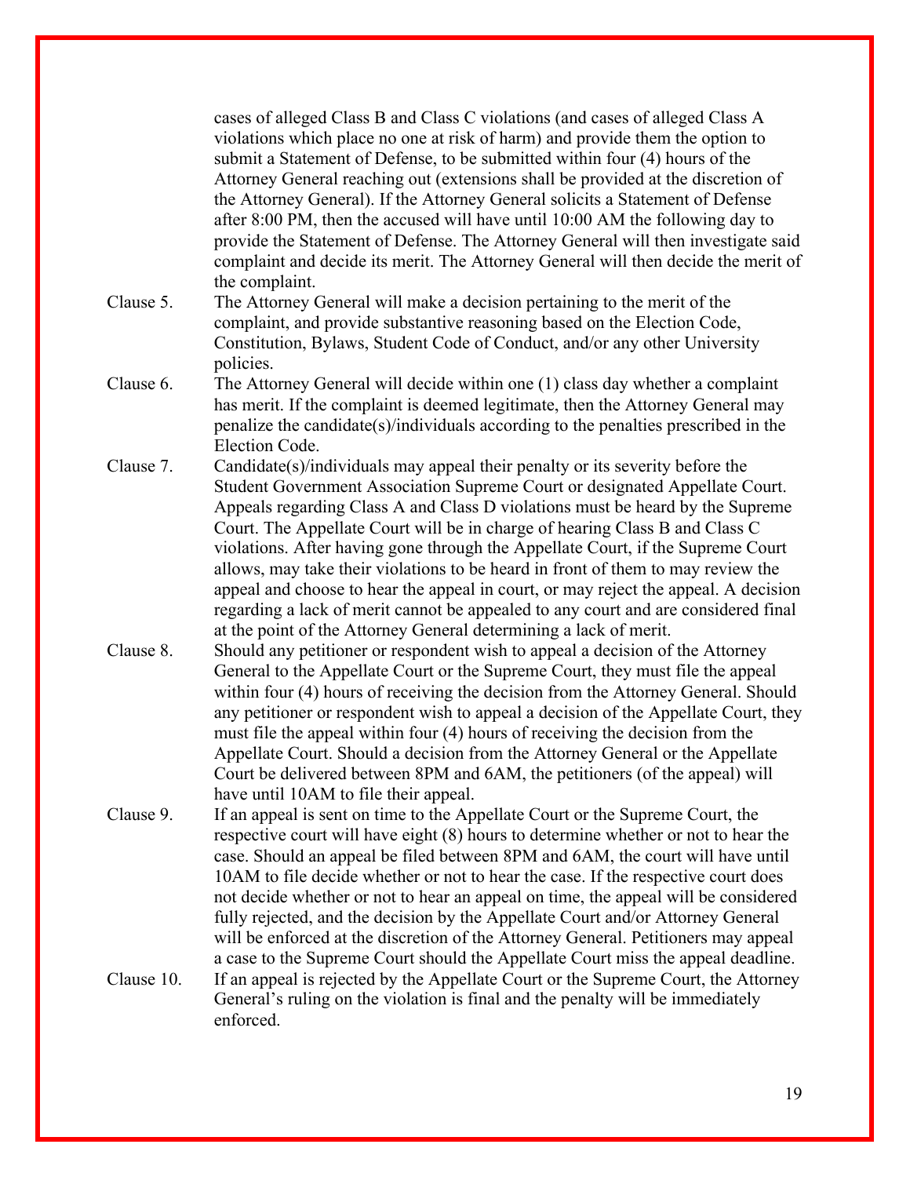cases of alleged Class B and Class C violations (and cases of alleged Class A violations which place no one at risk of harm) and provide them the option to submit a Statement of Defense, to be submitted within four (4) hours of the Attorney General reaching out (extensions shall be provided at the discretion of the Attorney General). If the Attorney General solicits a Statement of Defense after 8:00 PM, then the accused will have until 10:00 AM the following day to provide the Statement of Defense. The Attorney General will then investigate said complaint and decide its merit. The Attorney General will then decide the merit of the complaint.

Clause 5. The Attorney General will make a decision pertaining to the merit of the complaint, and provide substantive reasoning based on the Election Code, Constitution, Bylaws, Student Code of Conduct, and/or any other University policies.

Clause 6. The Attorney General will decide within one (1) class day whether a complaint has merit. If the complaint is deemed legitimate, then the Attorney General may penalize the candidate(s)/individuals according to the penalties prescribed in the Election Code.

Clause 7. Candidate(s)/individuals may appeal their penalty or its severity before the Student Government Association Supreme Court or designated Appellate Court. Appeals regarding Class A and Class D violations must be heard by the Supreme Court. The Appellate Court will be in charge of hearing Class B and Class C violations. After having gone through the Appellate Court, if the Supreme Court allows, may take their violations to be heard in front of them to may review the appeal and choose to hear the appeal in court, or may reject the appeal. A decision regarding a lack of merit cannot be appealed to any court and are considered final at the point of the Attorney General determining a lack of merit.

Clause 8. Should any petitioner or respondent wish to appeal a decision of the Attorney General to the Appellate Court or the Supreme Court, they must file the appeal within four (4) hours of receiving the decision from the Attorney General. Should any petitioner or respondent wish to appeal a decision of the Appellate Court, they must file the appeal within four (4) hours of receiving the decision from the Appellate Court. Should a decision from the Attorney General or the Appellate Court be delivered between 8PM and 6AM, the petitioners (of the appeal) will have until 10AM to file their appeal.

Clause 9. If an appeal is sent on time to the Appellate Court or the Supreme Court, the respective court will have eight (8) hours to determine whether or not to hear the case. Should an appeal be filed between 8PM and 6AM, the court will have until 10AM to file decide whether or not to hear the case. If the respective court does not decide whether or not to hear an appeal on time, the appeal will be considered fully rejected, and the decision by the Appellate Court and/or Attorney General will be enforced at the discretion of the Attorney General. Petitioners may appeal a case to the Supreme Court should the Appellate Court miss the appeal deadline.

Clause 10. If an appeal is rejected by the Appellate Court or the Supreme Court, the Attorney General's ruling on the violation is final and the penalty will be immediately enforced.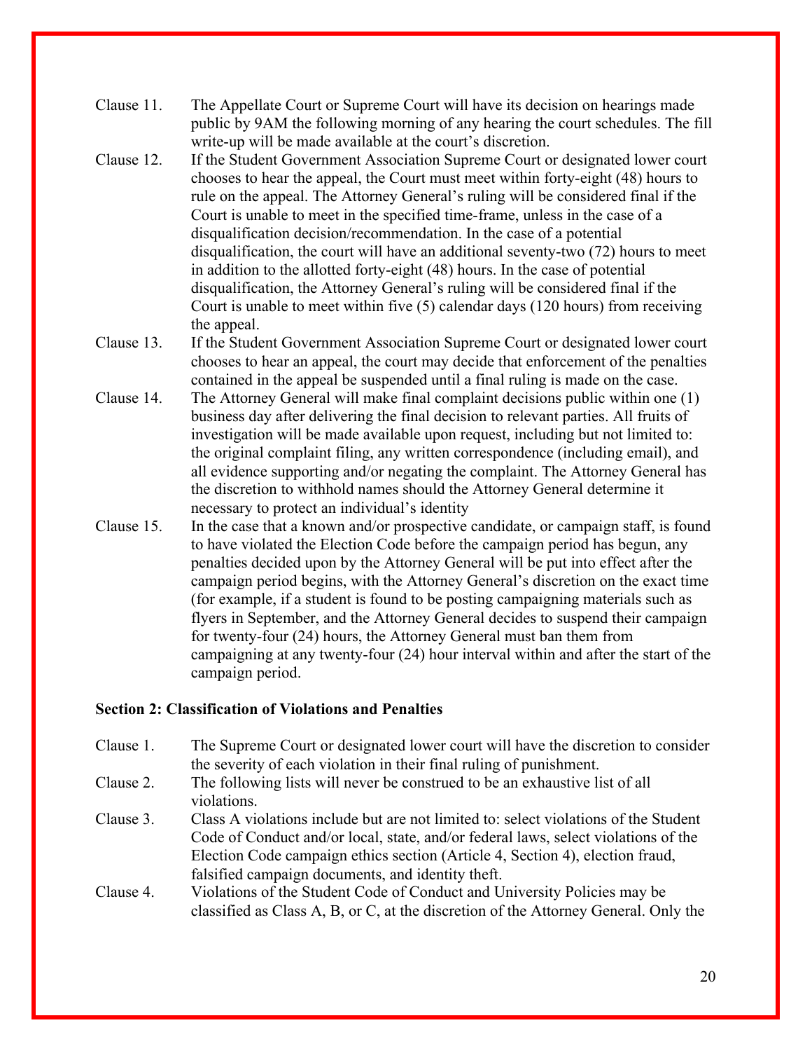Clause 11. The Appellate Court or Supreme Court will have its decision on hearings made public by 9AM the following morning of any hearing the court schedules. The fill write-up will be made available at the court's discretion.

Clause 12. If the Student Government Association Supreme Court or designated lower court chooses to hear the appeal, the Court must meet within forty-eight (48) hours to rule on the appeal. The Attorney General's ruling will be considered final if the Court is unable to meet in the specified time-frame, unless in the case of a disqualification decision/recommendation. In the case of a potential disqualification, the court will have an additional seventy-two (72) hours to meet in addition to the allotted forty-eight (48) hours. In the case of potential disqualification, the Attorney General's ruling will be considered final if the Court is unable to meet within five (5) calendar days (120 hours) from receiving the appeal.

Clause 13. If the Student Government Association Supreme Court or designated lower court chooses to hear an appeal, the court may decide that enforcement of the penalties contained in the appeal be suspended until a final ruling is made on the case.

Clause 14. The Attorney General will make final complaint decisions public within one (1) business day after delivering the final decision to relevant parties. All fruits of investigation will be made available upon request, including but not limited to: the original complaint filing, any written correspondence (including email), and all evidence supporting and/or negating the complaint. The Attorney General has the discretion to withhold names should the Attorney General determine it necessary to protect an individual's identity

Clause 15. In the case that a known and/or prospective candidate, or campaign staff, is found to have violated the Election Code before the campaign period has begun, any penalties decided upon by the Attorney General will be put into effect after the campaign period begins, with the Attorney General's discretion on the exact time (for example, if a student is found to be posting campaigning materials such as flyers in September, and the Attorney General decides to suspend their campaign for twenty-four (24) hours, the Attorney General must ban them from campaigning at any twenty-four (24) hour interval within and after the start of the campaign period.

**Section 2: Classification of Violations and Penalties**

Clause 1. The Supreme Court or designated lower court will have the discretion to consider the severity of each violation in their final ruling of punishment.

Clause 2. The following lists will never be construed to be an exhaustive list of all violations.

Clause 3. Class A violations include but are not limited to: select violations of the Student Code of Conduct and/or local, state, and/or federal laws, select violations of the Election Code campaign ethics section (Article 4, Section 4), election fraud, falsified campaign documents, and identity theft.

Clause 4. Violations of the Student Code of Conduct and University Policies may be classified as Class A, B, or C, at the discretion of the Attorney General. Only the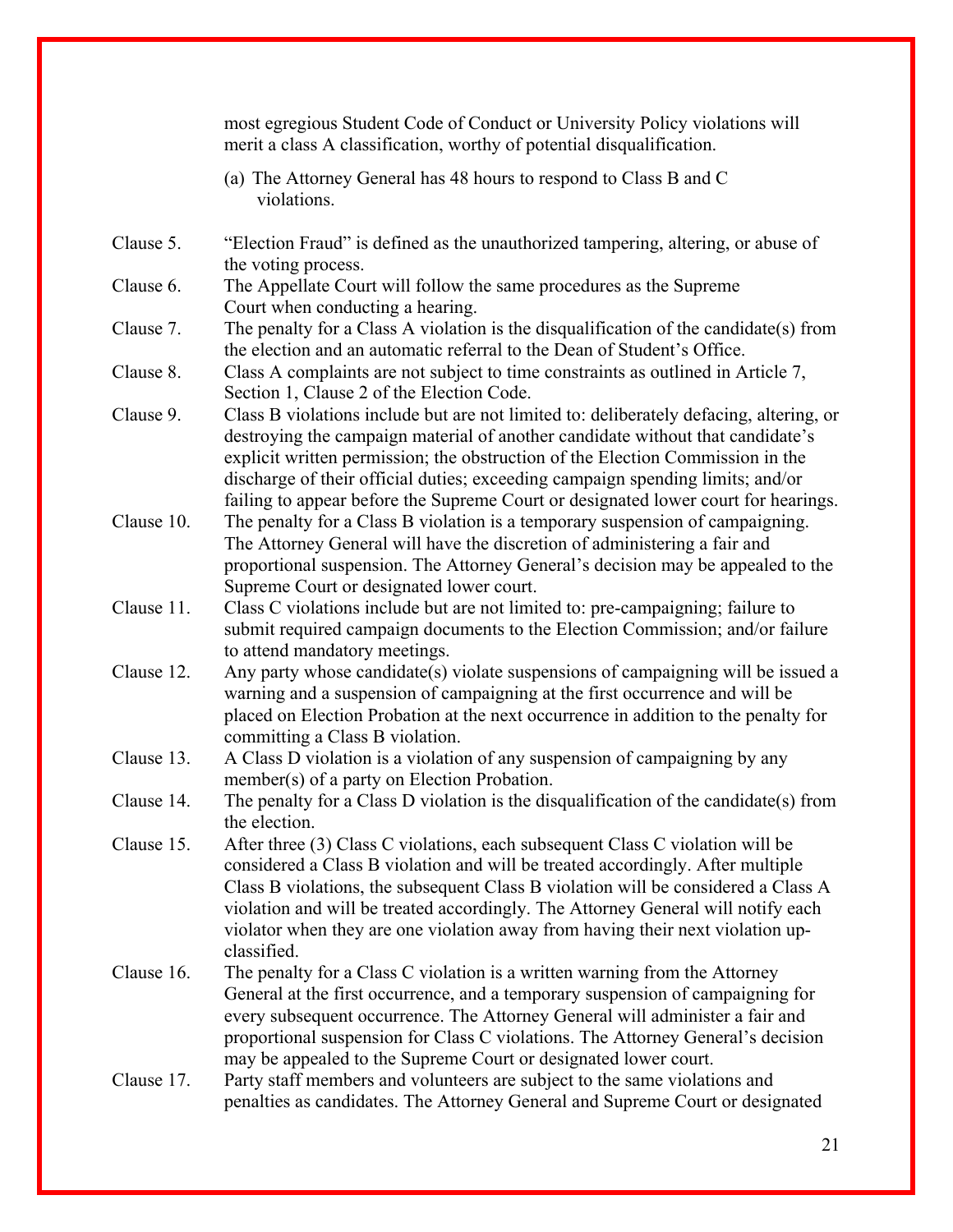most egregious Student Code of Conduct or University Policy violations will merit a class A classification, worthy of potential disqualification.

(a) The Attorney General has 48 hours to respond to Class B and C violations.

Clause 5. "Election Fraud" is defined as the unauthorized tampering, altering, or abuse of the voting process.

Clause 6. The Appellate Court will follow the same procedures as the Supreme Court when conducting a hearing.

Clause 7. The penalty for a Class A violation is the disqualification of the candidate(s) from the election and an automatic referral to the Dean of Student's Office.

Clause 8. Class A complaints are not subject to time constraints as outlined in Article 7, Section 1, Clause 2 of the Election Code.

Clause 9. Class B violations include but are not limited to: deliberately defacing, altering, or destroying the campaign material of another candidate without that candidate's explicit written permission; the obstruction of the Election Commission in the discharge of their official duties; exceeding campaign spending limits; and/or failing to appear before the Supreme Court or designated lower court for hearings.

Clause 10. The penalty for a Class B violation is a temporary suspension of campaigning. The Attorney General will have the discretion of administering a fair and proportional suspension. The Attorney General's decision may be appealed to the Supreme Court or designated lower court.

Clause 11. Class C violations include but are not limited to: pre-campaigning; failure to submit required campaign documents to the Election Commission; and/or failure to attend mandatory meetings.

Clause 12. Any party whose candidate(s) violate suspensions of campaigning will be issued a warning and a suspension of campaigning at the first occurrence and will be placed on Election Probation at the next occurrence in addition to the penalty for committing a Class B violation.

Clause 13. A Class D violation is a violation of any suspension of campaigning by any member(s) of a party on Election Probation.

Clause 14. The penalty for a Class D violation is the disqualification of the candidate(s) from the election.

Clause 15. After three (3) Class C violations, each subsequent Class C violation will be considered a Class B violation and will be treated accordingly. After multiple Class B violations, the subsequent Class B violation will be considered a Class A violation and will be treated accordingly. The Attorney General will notify each violator when they are one violation away from having their next violation up-classified.

Clause 16. The penalty for a Class C violation is a written warning from the Attorney General at the first occurrence, and a temporary suspension of campaigning for every subsequent occurrence. The Attorney General will administer a fair and proportional suspension for Class C violations. The Attorney General's decision may be appealed to the Supreme Court or designated lower court.

Clause 17. Party staff members and volunteers are subject to the same violations and penalties as candidates. The Attorney General and Supreme Court or designated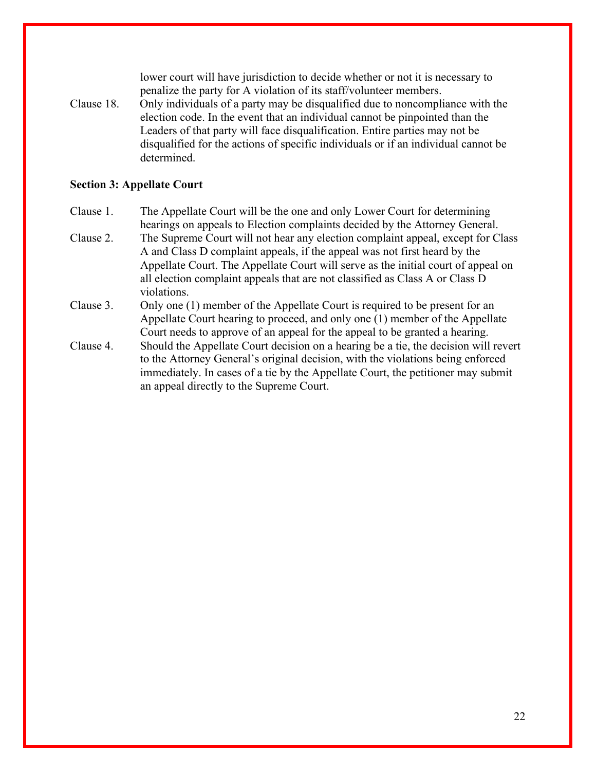lower court will have jurisdiction to decide whether or not it is necessary to penalize the party for A violation of its staff/volunteer members.

Clause 18. Only individuals of a party may be disqualified due to noncompliance with the election code. In the event that an individual cannot be pinpointed than the Leaders of that party will face disqualification. Entire parties may not be disqualified for the actions of specific individuals or if an individual cannot be determined.

**Section 3: Appellate Court**

Clause 1. The Appellate Court will be the one and only Lower Court for determining hearings on appeals to Election complaints decided by the Attorney General.

Clause 2. The Supreme Court will not hear any election complaint appeal, except for Class A and Class D complaint appeals, if the appeal was not first heard by the Appellate Court. The Appellate Court will serve as the initial court of appeal on all election complaint appeals that are not classified as Class A or Class D violations.

Clause 3. Only one (1) member of the Appellate Court is required to be present for an Appellate Court hearing to proceed, and only one (1) member of the Appellate Court needs to approve of an appeal for the appeal to be granted a hearing.

Clause 4. Should the Appellate Court decision on a hearing be a tie, the decision will revert to the Attorney General's original decision, with the violations being enforced immediately. In cases of a tie by the Appellate Court, the petitioner may submit an appeal directly to the Supreme Court.